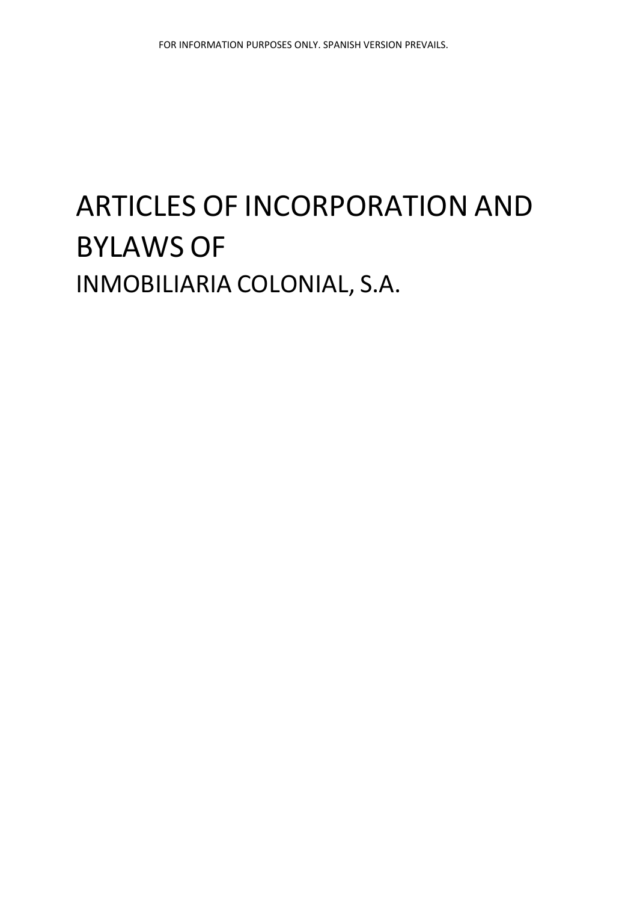FOR INFORMATION PURPOSES ONLY. SPANISH VERSION PREVAILS.

# ARTICLES OF INCORPORATION AND BYLAWS OF

## INMOBILIARIA COLONIAL, S.A.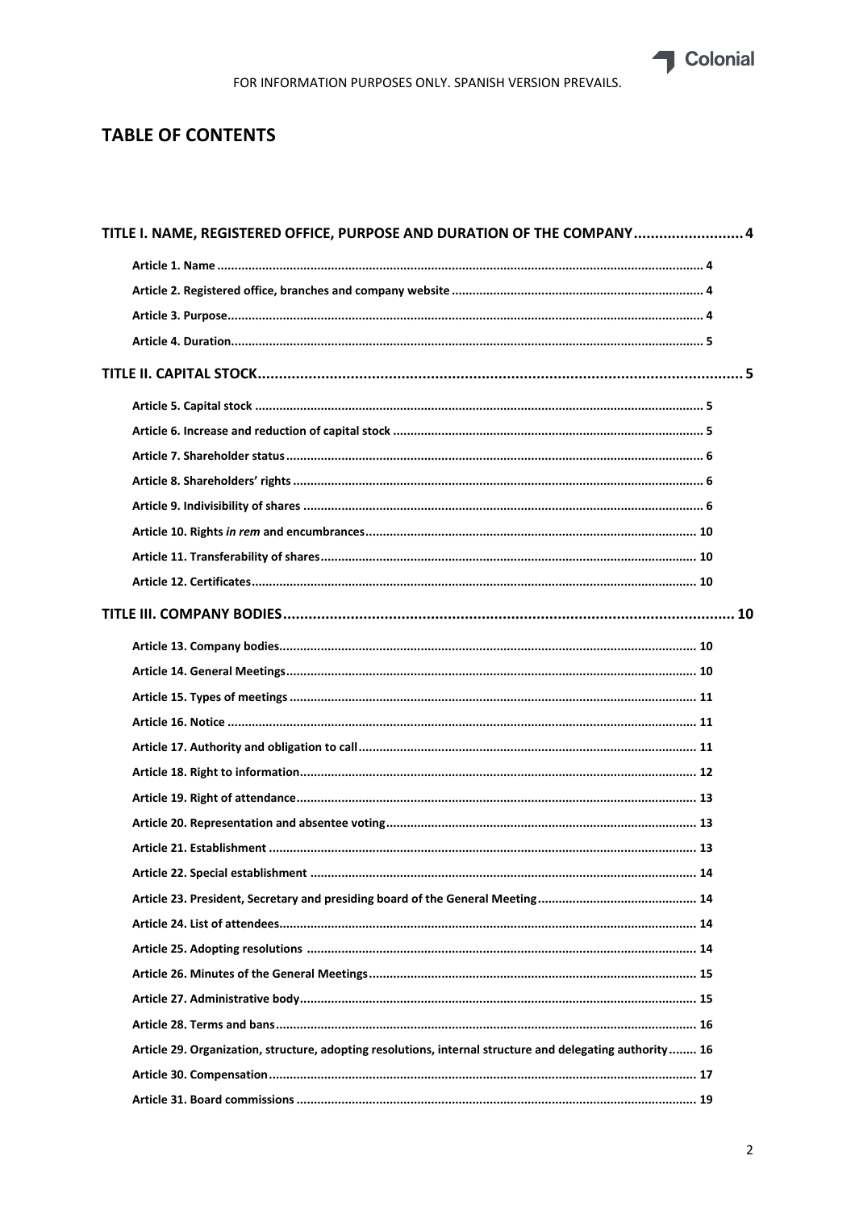## TABLE OF CONTENTS

**TITLE I. NAME, REGISTERED OFFICE, PURPOSE AND DURATION OF THE COMPANY .......... 4**

**Article 1. Name .......... 4**

**Article 2. Registered office, branches and company website .......... 4**

**Article 3. Purpose .......... 4**

**Article 4. Duration .......... 5**

**TITLE II. CAPITAL STOCK .......... 5**

**Article 5. Capital stock .......... 5**

**Article 6. Increase and reduction of capital stock .......... 5**

**Article 7. Shareholder status .......... 6**

**Article 8. Shareholders' rights .......... 6**

**Article 9. Indivisibility of shares .......... 6**

**Article 10. Rights *in rem* and encumbrances .......... 10**

**Article 11. Transferability of shares .......... 10**

**Article 12. Certificates .......... 10**

**TITLE III. COMPANY BODIES .......... 10**

**Article 13. Company bodies .......... 10**

**Article 14. General Meetings .......... 10**

**Article 15. Types of meetings .......... 11**

**Article 16. Notice .......... 11**

**Article 17. Authority and obligation to call .......... 11**

**Article 18. Right to information .......... 12**

**Article 19. Right of attendance .......... 13**

**Article 20. Representation and absentee voting .......... 13**

**Article 21. Establishment .......... 13**

**Article 22. Special establishment .......... 14**

**Article 23. President, Secretary and presiding board of the General Meeting .......... 14**

**Article 24. List of attendees .......... 14**

**Article 25. Adopting resolutions .......... 14**

**Article 26. Minutes of the General Meetings .......... 15**

**Article 27. Administrative body .......... 15**

**Article 28. Terms and bans .......... 16**

**Article 29. Organization, structure, adopting resolutions, internal structure and delegating authority .......... 16**

**Article 30. Compensation .......... 17**

**Article 31. Board commissions .......... 19**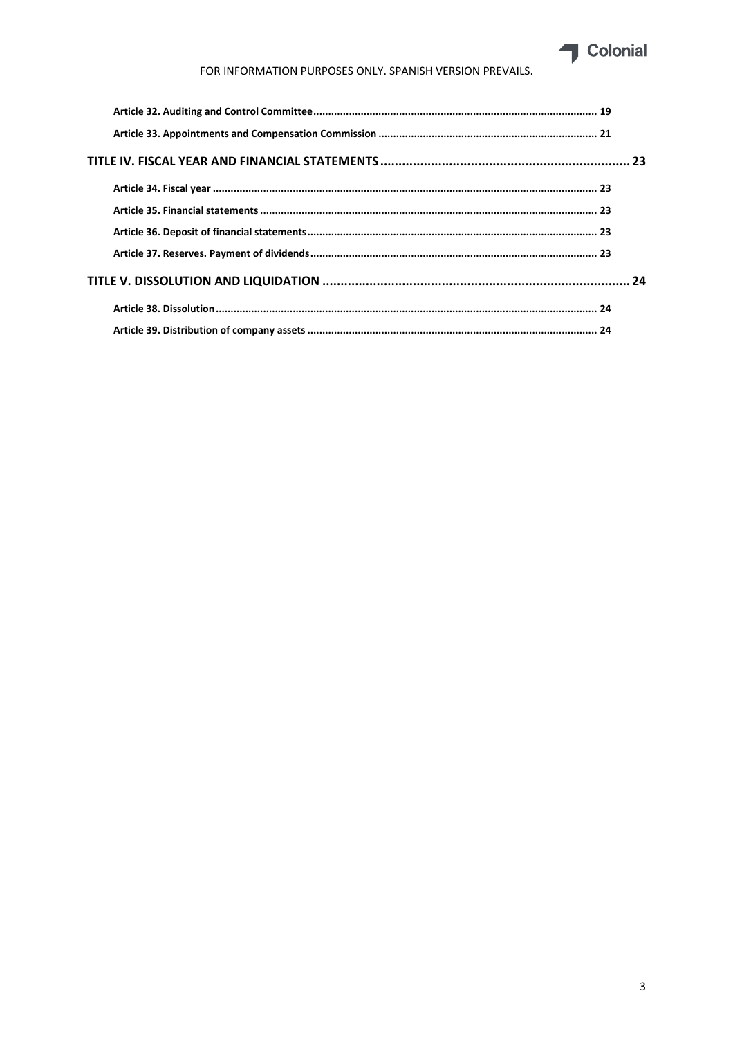**Article 32. Auditing and Control Committee** ........ 19

**Article 33. Appointments and Compensation Commission** ........ 21

**TITLE IV. FISCAL YEAR AND FINANCIAL STATEMENTS** ........ 23

**Article 34. Fiscal year** ........ 23

**Article 35. Financial statements** ........ 23

**Article 36. Deposit of financial statements** ........ 23

**Article 37. Reserves. Payment of dividends** ........ 23

**TITLE V. DISSOLUTION AND LIQUIDATION** ........ 24

**Article 38. Dissolution** ........ 24

**Article 39. Distribution of company assets** ........ 24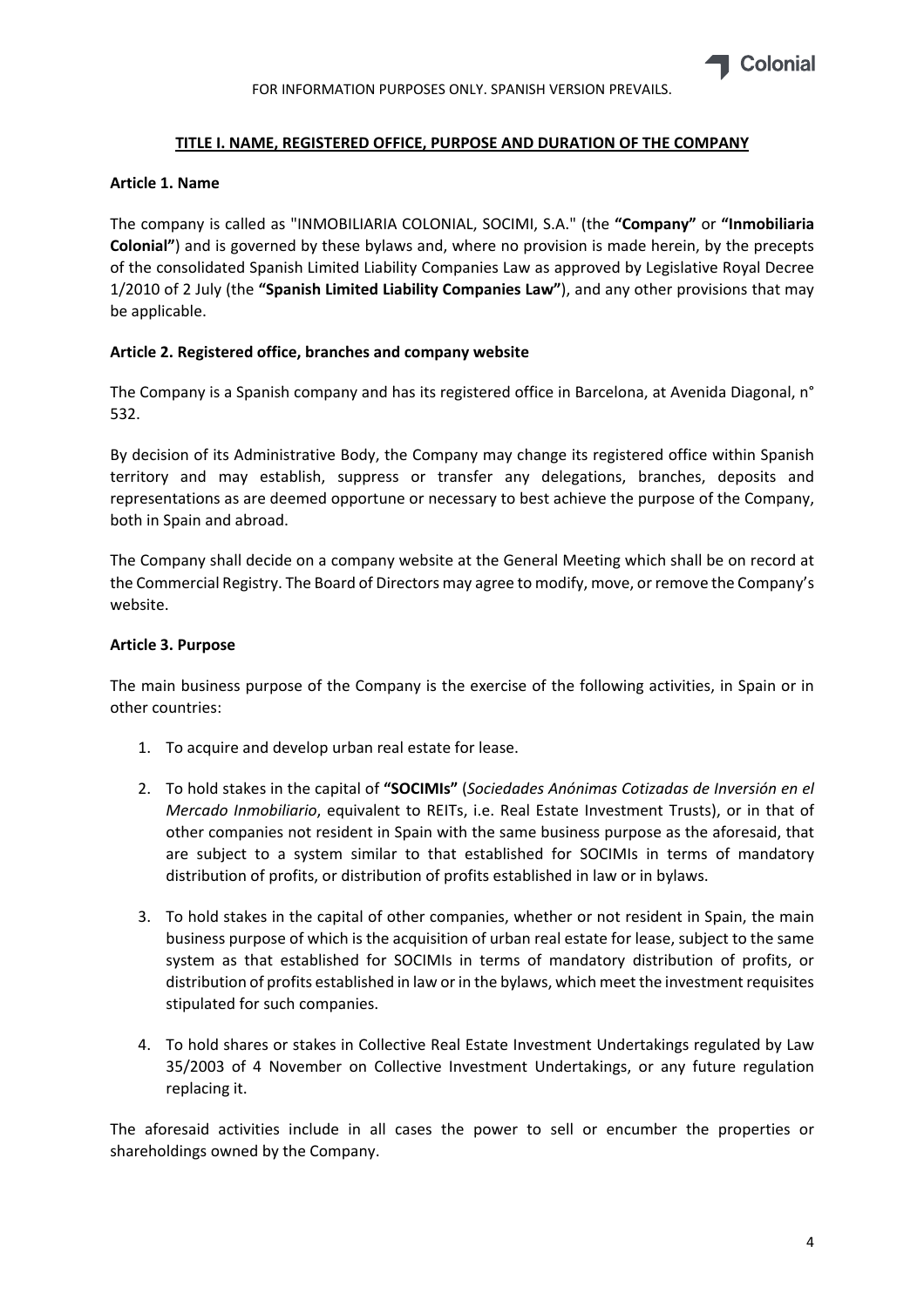FOR INFORMATION PURPOSES ONLY. SPANISH VERSION PREVAILS.

## TITLE I. NAME, REGISTERED OFFICE, PURPOSE AND DURATION OF THE COMPANY

### Article 1. Name

The company is called as "INMOBILIARIA COLONIAL, SOCIMI, S.A." (the **"Company"** or **"Inmobiliaria Colonial"**) and is governed by these bylaws and, where no provision is made herein, by the precepts of the consolidated Spanish Limited Liability Companies Law as approved by Legislative Royal Decree 1/2010 of 2 July (the **"Spanish Limited Liability Companies Law"**), and any other provisions that may be applicable.

### Article 2. Registered office, branches and company website

The Company is a Spanish company and has its registered office in Barcelona, at Avenida Diagonal, n° 532.

By decision of its Administrative Body, the Company may change its registered office within Spanish territory and may establish, suppress or transfer any delegations, branches, deposits and representations as are deemed opportune or necessary to best achieve the purpose of the Company, both in Spain and abroad.

The Company shall decide on a company website at the General Meeting which shall be on record at the Commercial Registry. The Board of Directors may agree to modify, move, or remove the Company's website.

### Article 3. Purpose

The main business purpose of the Company is the exercise of the following activities, in Spain or in other countries:

1. To acquire and develop urban real estate for lease.
2. To hold stakes in the capital of **"SOCIMIs"** (*Sociedades Anónimas Cotizadas de Inversión en el Mercado Inmobiliario*, equivalent to REITs, i.e. Real Estate Investment Trusts), or in that of other companies not resident in Spain with the same business purpose as the aforesaid, that are subject to a system similar to that established for SOCIMIs in terms of mandatory distribution of profits, or distribution of profits established in law or in bylaws.
3. To hold stakes in the capital of other companies, whether or not resident in Spain, the main business purpose of which is the acquisition of urban real estate for lease, subject to the same system as that established for SOCIMIs in terms of mandatory distribution of profits, or distribution of profits established in law or in the bylaws, which meet the investment requisites stipulated for such companies.
4. To hold shares or stakes in Collective Real Estate Investment Undertakings regulated by Law 35/2003 of 4 November on Collective Investment Undertakings, or any future regulation replacing it.

The aforesaid activities include in all cases the power to sell or encumber the properties or shareholdings owned by the Company.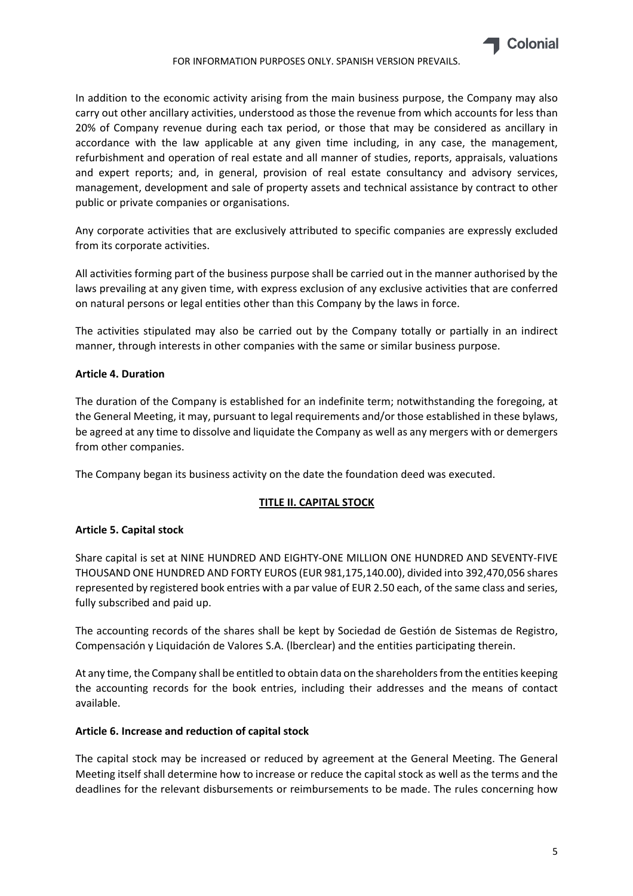In addition to the economic activity arising from the main business purpose, the Company may also carry out other ancillary activities, understood as those the revenue from which accounts for less than 20% of Company revenue during each tax period, or those that may be considered as ancillary in accordance with the law applicable at any given time including, in any case, the management, refurbishment and operation of real estate and all manner of studies, reports, appraisals, valuations and expert reports; and, in general, provision of real estate consultancy and advisory services, management, development and sale of property assets and technical assistance by contract to other public or private companies or organisations.

Any corporate activities that are exclusively attributed to specific companies are expressly excluded from its corporate activities.

All activities forming part of the business purpose shall be carried out in the manner authorised by the laws prevailing at any given time, with express exclusion of any exclusive activities that are conferred on natural persons or legal entities other than this Company by the laws in force.

The activities stipulated may also be carried out by the Company totally or partially in an indirect manner, through interests in other companies with the same or similar business purpose.

**Article 4. Duration**

The duration of the Company is established for an indefinite term; notwithstanding the foregoing, at the General Meeting, it may, pursuant to legal requirements and/or those established in these bylaws, be agreed at any time to dissolve and liquidate the Company as well as any mergers with or demergers from other companies.

The Company began its business activity on the date the foundation deed was executed.

## TITLE II. CAPITAL STOCK

**Article 5. Capital stock**

Share capital is set at NINE HUNDRED AND EIGHTY-ONE MILLION ONE HUNDRED AND SEVENTY-FIVE THOUSAND ONE HUNDRED AND FORTY EUROS (EUR 981,175,140.00), divided into 392,470,056 shares represented by registered book entries with a par value of EUR 2.50 each, of the same class and series, fully subscribed and paid up.

The accounting records of the shares shall be kept by Sociedad de Gestión de Sistemas de Registro, Compensación y Liquidación de Valores S.A. (lberclear) and the entities participating therein.

At any time, the Company shall be entitled to obtain data on the shareholders from the entities keeping the accounting records for the book entries, including their addresses and the means of contact available.

**Article 6. Increase and reduction of capital stock**

The capital stock may be increased or reduced by agreement at the General Meeting. The General Meeting itself shall determine how to increase or reduce the capital stock as well as the terms and the deadlines for the relevant disbursements or reimbursements to be made. The rules concerning how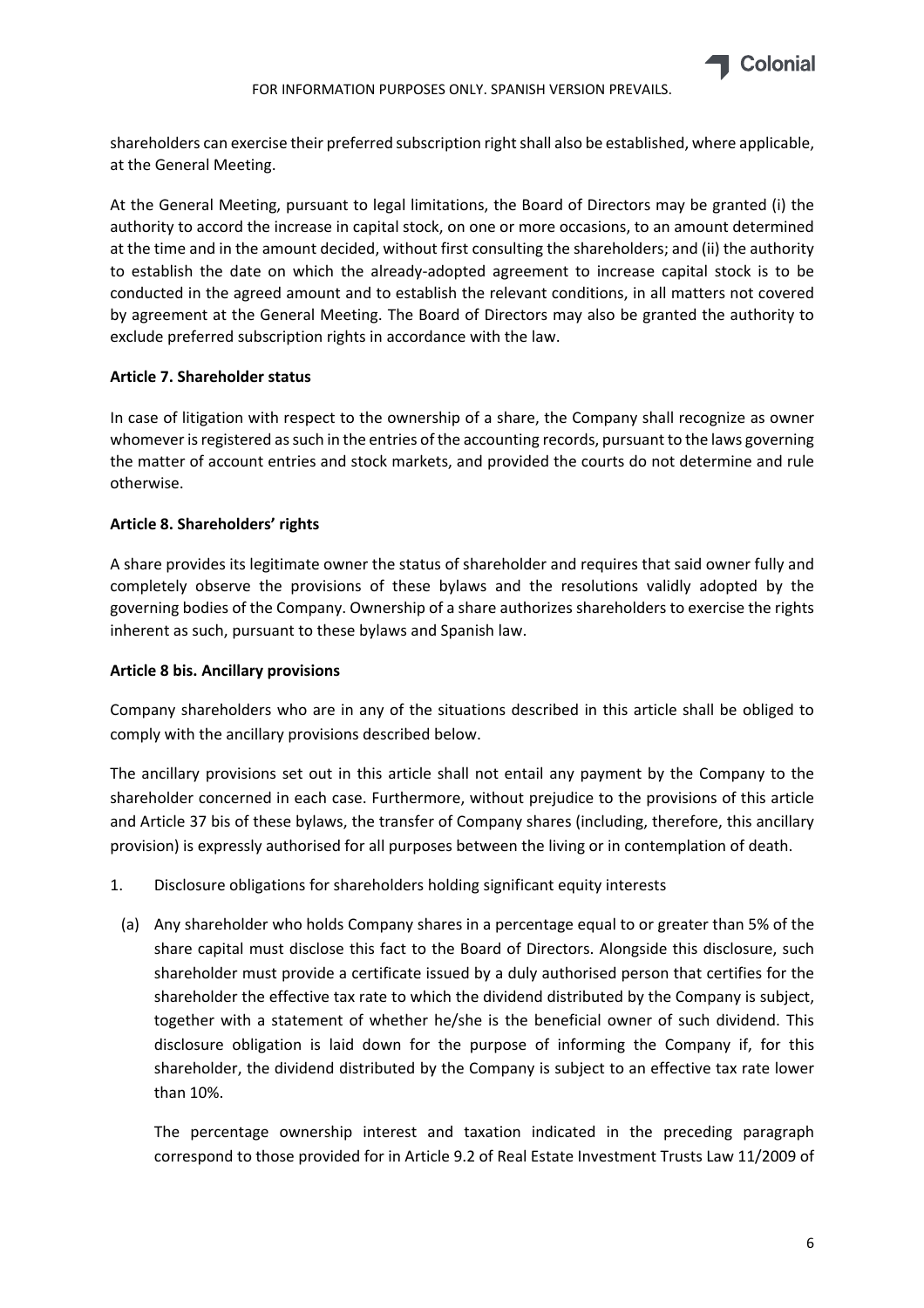shareholders can exercise their preferred subscription right shall also be established, where applicable, at the General Meeting.

At the General Meeting, pursuant to legal limitations, the Board of Directors may be granted (i) the authority to accord the increase in capital stock, on one or more occasions, to an amount determined at the time and in the amount decided, without first consulting the shareholders; and (ii) the authority to establish the date on which the already-adopted agreement to increase capital stock is to be conducted in the agreed amount and to establish the relevant conditions, in all matters not covered by agreement at the General Meeting. The Board of Directors may also be granted the authority to exclude preferred subscription rights in accordance with the law.

**Article 7. Shareholder status**

In case of litigation with respect to the ownership of a share, the Company shall recognize as owner whomever is registered as such in the entries of the accounting records, pursuant to the laws governing the matter of account entries and stock markets, and provided the courts do not determine and rule otherwise.

**Article 8. Shareholders' rights**

A share provides its legitimate owner the status of shareholder and requires that said owner fully and completely observe the provisions of these bylaws and the resolutions validly adopted by the governing bodies of the Company. Ownership of a share authorizes shareholders to exercise the rights inherent as such, pursuant to these bylaws and Spanish law.

**Article 8 bis. Ancillary provisions**

Company shareholders who are in any of the situations described in this article shall be obliged to comply with the ancillary provisions described below.

The ancillary provisions set out in this article shall not entail any payment by the Company to the shareholder concerned in each case. Furthermore, without prejudice to the provisions of this article and Article 37 bis of these bylaws, the transfer of Company shares (including, therefore, this ancillary provision) is expressly authorised for all purposes between the living or in contemplation of death.

1. Disclosure obligations for shareholders holding significant equity interests

   (a) Any shareholder who holds Company shares in a percentage equal to or greater than 5% of the share capital must disclose this fact to the Board of Directors. Alongside this disclosure, such shareholder must provide a certificate issued by a duly authorised person that certifies for the shareholder the effective tax rate to which the dividend distributed by the Company is subject, together with a statement of whether he/she is the beneficial owner of such dividend. This disclosure obligation is laid down for the purpose of informing the Company if, for this shareholder, the dividend distributed by the Company is subject to an effective tax rate lower than 10%.

   The percentage ownership interest and taxation indicated in the preceding paragraph correspond to those provided for in Article 9.2 of Real Estate Investment Trusts Law 11/2009 of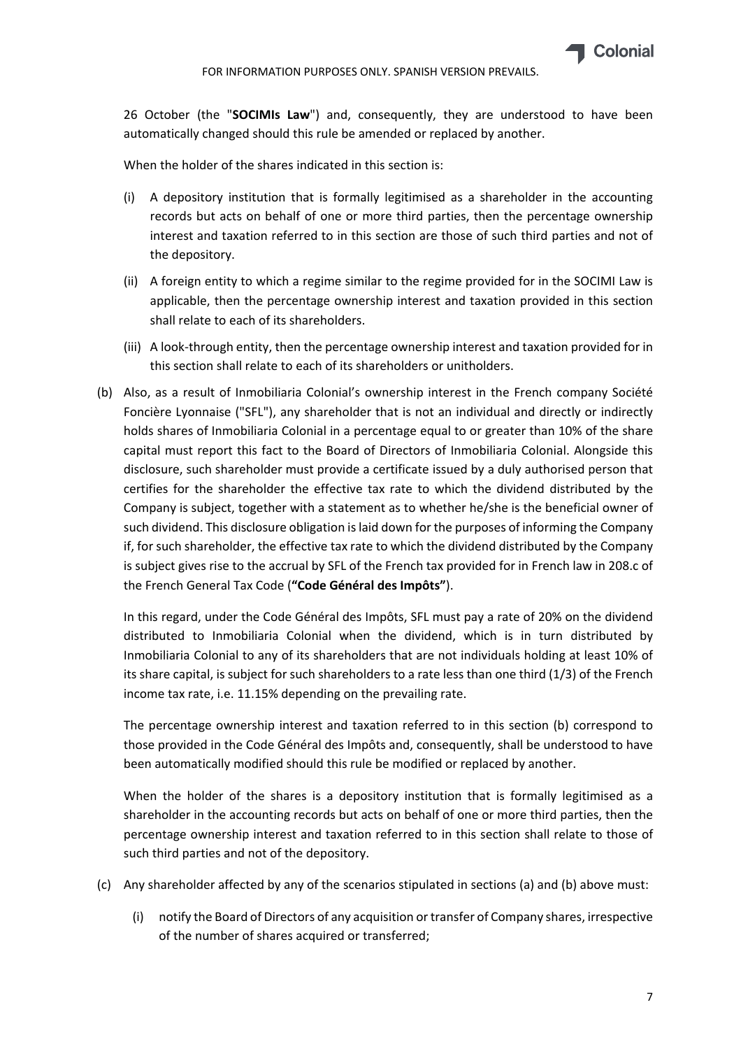26 October (the "**SOCIMIs Law**") and, consequently, they are understood to have been automatically changed should this rule be amended or replaced by another.

When the holder of the shares indicated in this section is:

(i) A depository institution that is formally legitimised as a shareholder in the accounting records but acts on behalf of one or more third parties, then the percentage ownership interest and taxation referred to in this section are those of such third parties and not of the depository.

(ii) A foreign entity to which a regime similar to the regime provided for in the SOCIMI Law is applicable, then the percentage ownership interest and taxation provided in this section shall relate to each of its shareholders.

(iii) A look-through entity, then the percentage ownership interest and taxation provided for in this section shall relate to each of its shareholders or unitholders.

(b) Also, as a result of Inmobiliaria Colonial's ownership interest in the French company Société Foncière Lyonnaise ("SFL"), any shareholder that is not an individual and directly or indirectly holds shares of Inmobiliaria Colonial in a percentage equal to or greater than 10% of the share capital must report this fact to the Board of Directors of Inmobiliaria Colonial. Alongside this disclosure, such shareholder must provide a certificate issued by a duly authorised person that certifies for the shareholder the effective tax rate to which the dividend distributed by the Company is subject, together with a statement as to whether he/she is the beneficial owner of such dividend. This disclosure obligation is laid down for the purposes of informing the Company if, for such shareholder, the effective tax rate to which the dividend distributed by the Company is subject gives rise to the accrual by SFL of the French tax provided for in French law in 208.c of the French General Tax Code (**"Code Général des Impôts"**).

In this regard, under the Code Général des Impôts, SFL must pay a rate of 20% on the dividend distributed to Inmobiliaria Colonial when the dividend, which is in turn distributed by Inmobiliaria Colonial to any of its shareholders that are not individuals holding at least 10% of its share capital, is subject for such shareholders to a rate less than one third (1/3) of the French income tax rate, i.e. 11.15% depending on the prevailing rate.

The percentage ownership interest and taxation referred to in this section (b) correspond to those provided in the Code Général des Impôts and, consequently, shall be understood to have been automatically modified should this rule be modified or replaced by another.

When the holder of the shares is a depository institution that is formally legitimised as a shareholder in the accounting records but acts on behalf of one or more third parties, then the percentage ownership interest and taxation referred to in this section shall relate to those of such third parties and not of the depository.

(c) Any shareholder affected by any of the scenarios stipulated in sections (a) and (b) above must:

(i) notify the Board of Directors of any acquisition or transfer of Company shares, irrespective of the number of shares acquired or transferred;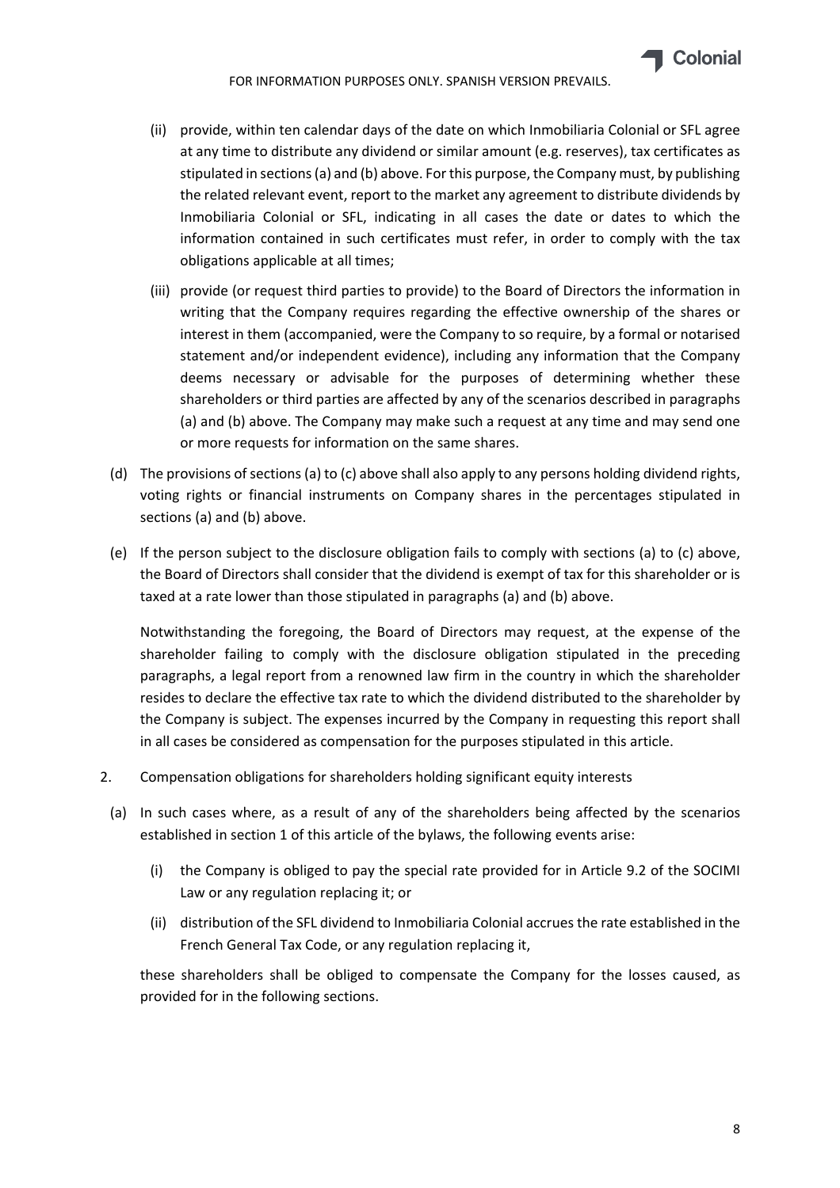(ii) provide, within ten calendar days of the date on which Inmobiliaria Colonial or SFL agree at any time to distribute any dividend or similar amount (e.g. reserves), tax certificates as stipulated in sections (a) and (b) above. For this purpose, the Company must, by publishing the related relevant event, report to the market any agreement to distribute dividends by Inmobiliaria Colonial or SFL, indicating in all cases the date or dates to which the information contained in such certificates must refer, in order to comply with the tax obligations applicable at all times;

(iii) provide (or request third parties to provide) to the Board of Directors the information in writing that the Company requires regarding the effective ownership of the shares or interest in them (accompanied, were the Company to so require, by a formal or notarised statement and/or independent evidence), including any information that the Company deems necessary or advisable for the purposes of determining whether these shareholders or third parties are affected by any of the scenarios described in paragraphs (a) and (b) above. The Company may make such a request at any time and may send one or more requests for information on the same shares.

(d) The provisions of sections (a) to (c) above shall also apply to any persons holding dividend rights, voting rights or financial instruments on Company shares in the percentages stipulated in sections (a) and (b) above.

(e) If the person subject to the disclosure obligation fails to comply with sections (a) to (c) above, the Board of Directors shall consider that the dividend is exempt of tax for this shareholder or is taxed at a rate lower than those stipulated in paragraphs (a) and (b) above.

Notwithstanding the foregoing, the Board of Directors may request, at the expense of the shareholder failing to comply with the disclosure obligation stipulated in the preceding paragraphs, a legal report from a renowned law firm in the country in which the shareholder resides to declare the effective tax rate to which the dividend distributed to the shareholder by the Company is subject. The expenses incurred by the Company in requesting this report shall in all cases be considered as compensation for the purposes stipulated in this article.

2. Compensation obligations for shareholders holding significant equity interests

(a) In such cases where, as a result of any of the shareholders being affected by the scenarios established in section 1 of this article of the bylaws, the following events arise:

(i) the Company is obliged to pay the special rate provided for in Article 9.2 of the SOCIMI Law or any regulation replacing it; or

(ii) distribution of the SFL dividend to Inmobiliaria Colonial accrues the rate established in the French General Tax Code, or any regulation replacing it,

these shareholders shall be obliged to compensate the Company for the losses caused, as provided for in the following sections.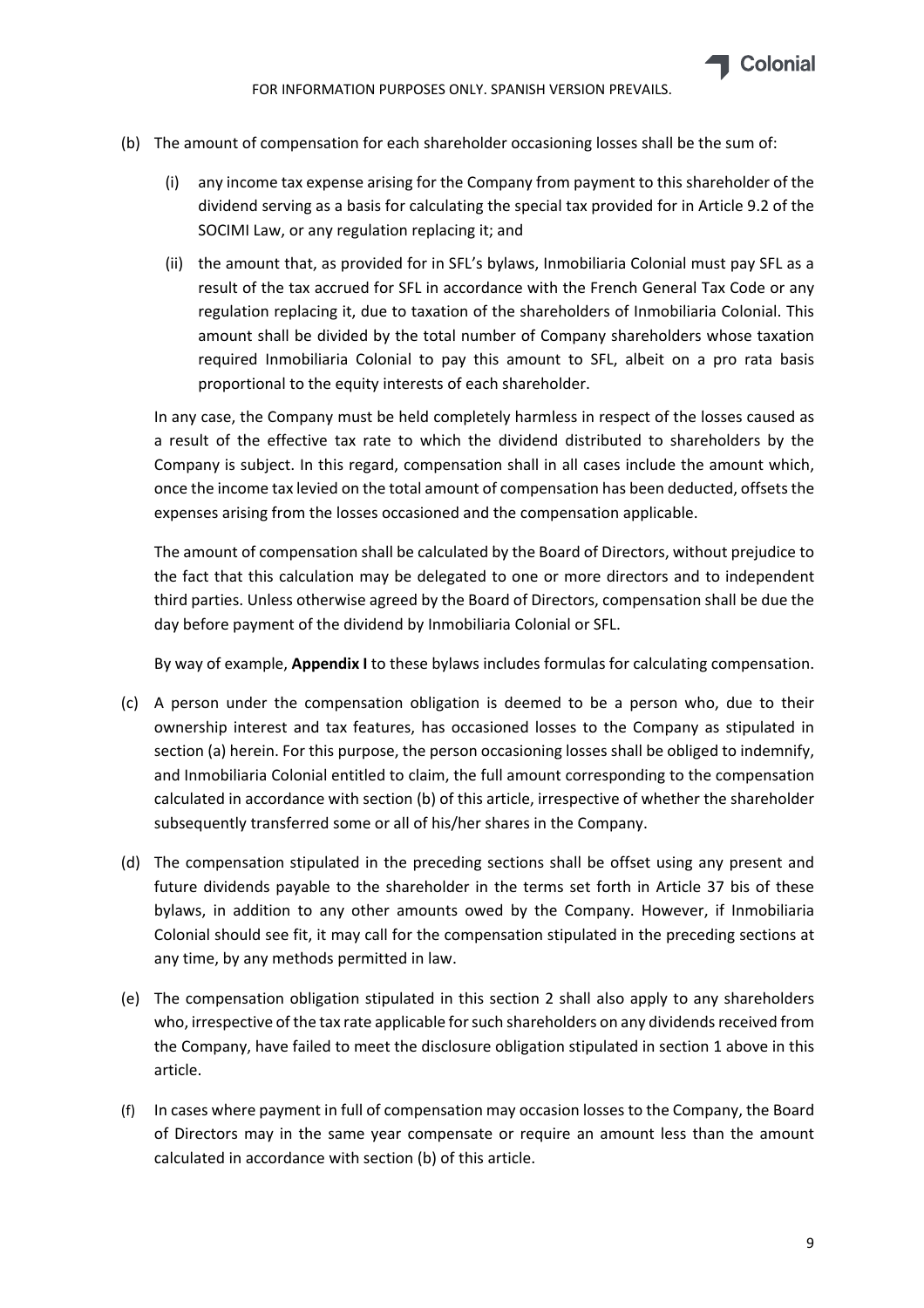(b) The amount of compensation for each shareholder occasioning losses shall be the sum of:

   (i) any income tax expense arising for the Company from payment to this shareholder of the dividend serving as a basis for calculating the special tax provided for in Article 9.2 of the SOCIMI Law, or any regulation replacing it; and

   (ii) the amount that, as provided for in SFL's bylaws, Inmobiliaria Colonial must pay SFL as a result of the tax accrued for SFL in accordance with the French General Tax Code or any regulation replacing it, due to taxation of the shareholders of Inmobiliaria Colonial. This amount shall be divided by the total number of Company shareholders whose taxation required Inmobiliaria Colonial to pay this amount to SFL, albeit on a pro rata basis proportional to the equity interests of each shareholder.

   In any case, the Company must be held completely harmless in respect of the losses caused as a result of the effective tax rate to which the dividend distributed to shareholders by the Company is subject. In this regard, compensation shall in all cases include the amount which, once the income tax levied on the total amount of compensation has been deducted, offsets the expenses arising from the losses occasioned and the compensation applicable.

   The amount of compensation shall be calculated by the Board of Directors, without prejudice to the fact that this calculation may be delegated to one or more directors and to independent third parties. Unless otherwise agreed by the Board of Directors, compensation shall be due the day before payment of the dividend by Inmobiliaria Colonial or SFL.

   By way of example, **Appendix I** to these bylaws includes formulas for calculating compensation.

(c) A person under the compensation obligation is deemed to be a person who, due to their ownership interest and tax features, has occasioned losses to the Company as stipulated in section (a) herein. For this purpose, the person occasioning losses shall be obliged to indemnify, and Inmobiliaria Colonial entitled to claim, the full amount corresponding to the compensation calculated in accordance with section (b) of this article, irrespective of whether the shareholder subsequently transferred some or all of his/her shares in the Company.

(d) The compensation stipulated in the preceding sections shall be offset using any present and future dividends payable to the shareholder in the terms set forth in Article 37 bis of these bylaws, in addition to any other amounts owed by the Company. However, if Inmobiliaria Colonial should see fit, it may call for the compensation stipulated in the preceding sections at any time, by any methods permitted in law.

(e) The compensation obligation stipulated in this section 2 shall also apply to any shareholders who, irrespective of the tax rate applicable for such shareholders on any dividends received from the Company, have failed to meet the disclosure obligation stipulated in section 1 above in this article.

(f) In cases where payment in full of compensation may occasion losses to the Company, the Board of Directors may in the same year compensate or require an amount less than the amount calculated in accordance with section (b) of this article.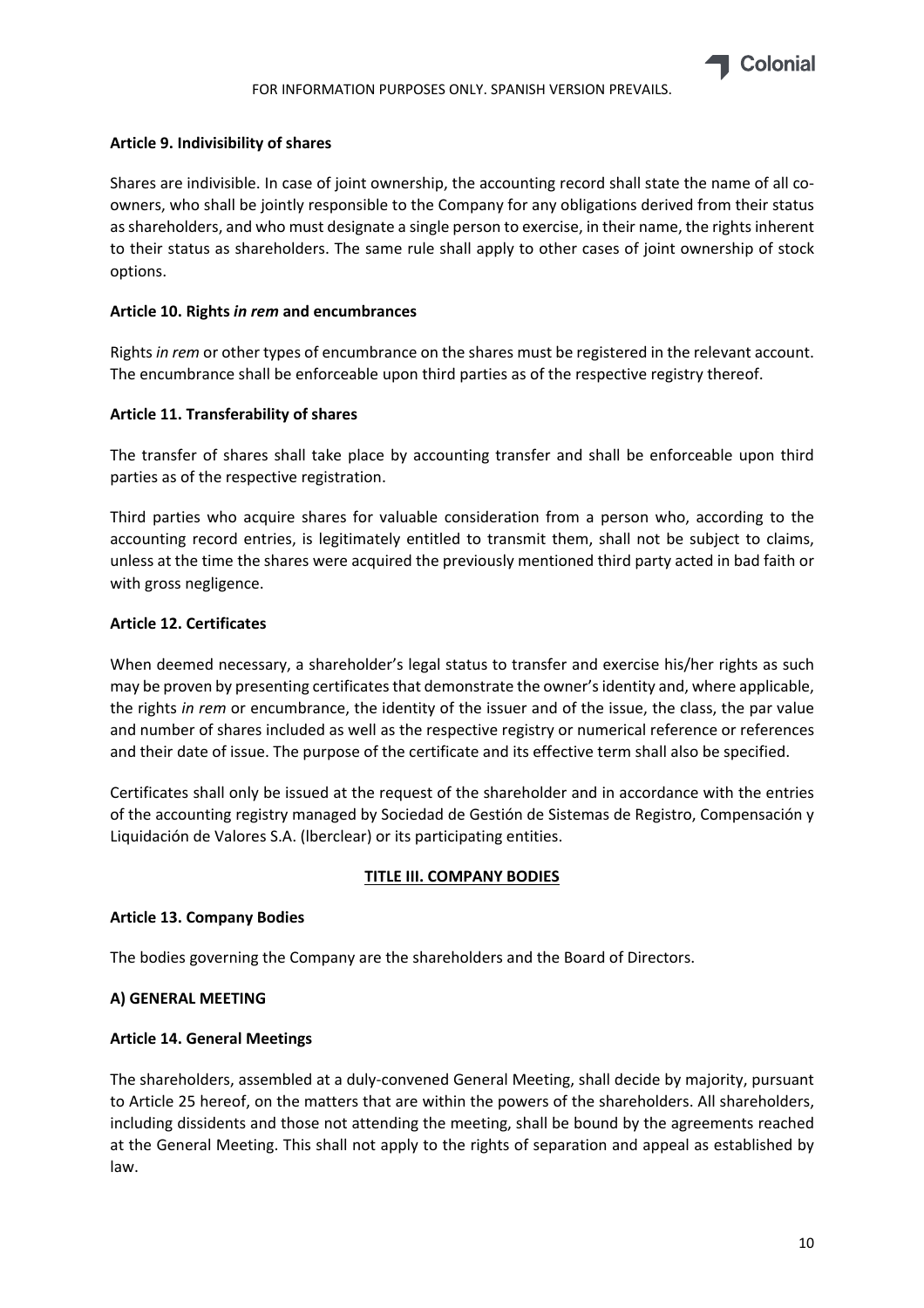**Article 9. Indivisibility of shares**

Shares are indivisible. In case of joint ownership, the accounting record shall state the name of all co-owners, who shall be jointly responsible to the Company for any obligations derived from their status as shareholders, and who must designate a single person to exercise, in their name, the rights inherent to their status as shareholders. The same rule shall apply to other cases of joint ownership of stock options.

**Article 10. Rights *in rem* and encumbrances**

Rights *in rem* or other types of encumbrance on the shares must be registered in the relevant account. The encumbrance shall be enforceable upon third parties as of the respective registry thereof.

**Article 11. Transferability of shares**

The transfer of shares shall take place by accounting transfer and shall be enforceable upon third parties as of the respective registration.

Third parties who acquire shares for valuable consideration from a person who, according to the accounting record entries, is legitimately entitled to transmit them, shall not be subject to claims, unless at the time the shares were acquired the previously mentioned third party acted in bad faith or with gross negligence.

**Article 12. Certificates**

When deemed necessary, a shareholder's legal status to transfer and exercise his/her rights as such may be proven by presenting certificates that demonstrate the owner's identity and, where applicable, the rights *in rem* or encumbrance, the identity of the issuer and of the issue, the class, the par value and number of shares included as well as the respective registry or numerical reference or references and their date of issue. The purpose of the certificate and its effective term shall also be specified.

Certificates shall only be issued at the request of the shareholder and in accordance with the entries of the accounting registry managed by Sociedad de Gestión de Sistemas de Registro, Compensación y Liquidación de Valores S.A. (lberclear) or its participating entities.

## TITLE III. COMPANY BODIES

**Article 13. Company Bodies**

The bodies governing the Company are the shareholders and the Board of Directors.

**A) GENERAL MEETING**

**Article 14. General Meetings**

The shareholders, assembled at a duly-convened General Meeting, shall decide by majority, pursuant to Article 25 hereof, on the matters that are within the powers of the shareholders. All shareholders, including dissidents and those not attending the meeting, shall be bound by the agreements reached at the General Meeting. This shall not apply to the rights of separation and appeal as established by law.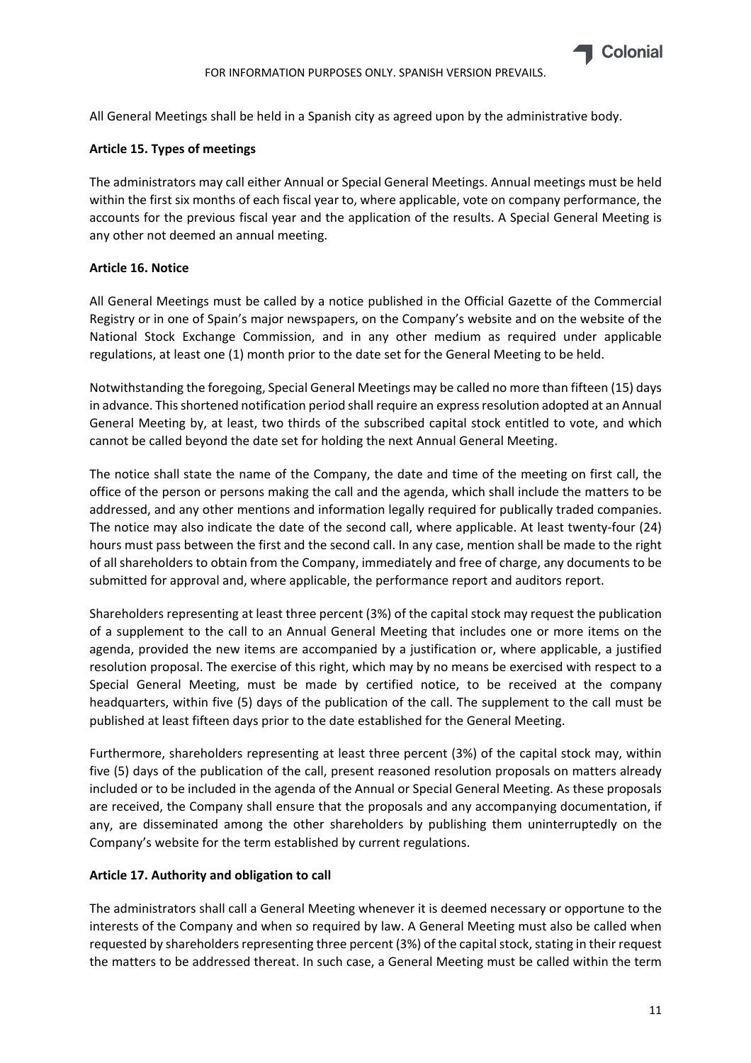All General Meetings shall be held in a Spanish city as agreed upon by the administrative body.

**Article 15. Types of meetings**

The administrators may call either Annual or Special General Meetings. Annual meetings must be held within the first six months of each fiscal year to, where applicable, vote on company performance, the accounts for the previous fiscal year and the application of the results. A Special General Meeting is any other not deemed an annual meeting.

**Article 16. Notice**

All General Meetings must be called by a notice published in the Official Gazette of the Commercial Registry or in one of Spain's major newspapers, on the Company's website and on the website of the National Stock Exchange Commission, and in any other medium as required under applicable regulations, at least one (1) month prior to the date set for the General Meeting to be held.

Notwithstanding the foregoing, Special General Meetings may be called no more than fifteen (15) days in advance. This shortened notification period shall require an express resolution adopted at an Annual General Meeting by, at least, two thirds of the subscribed capital stock entitled to vote, and which cannot be called beyond the date set for holding the next Annual General Meeting.

The notice shall state the name of the Company, the date and time of the meeting on first call, the office of the person or persons making the call and the agenda, which shall include the matters to be addressed, and any other mentions and information legally required for publically traded companies. The notice may also indicate the date of the second call, where applicable. At least twenty-four (24) hours must pass between the first and the second call. In any case, mention shall be made to the right of all shareholders to obtain from the Company, immediately and free of charge, any documents to be submitted for approval and, where applicable, the performance report and auditors report.

Shareholders representing at least three percent (3%) of the capital stock may request the publication of a supplement to the call to an Annual General Meeting that includes one or more items on the agenda, provided the new items are accompanied by a justification or, where applicable, a justified resolution proposal. The exercise of this right, which may by no means be exercised with respect to a Special General Meeting, must be made by certified notice, to be received at the company headquarters, within five (5) days of the publication of the call. The supplement to the call must be published at least fifteen days prior to the date established for the General Meeting.

Furthermore, shareholders representing at least three percent (3%) of the capital stock may, within five (5) days of the publication of the call, present reasoned resolution proposals on matters already included or to be included in the agenda of the Annual or Special General Meeting. As these proposals are received, the Company shall ensure that the proposals and any accompanying documentation, if any, are disseminated among the other shareholders by publishing them uninterruptedly on the Company's website for the term established by current regulations.

**Article 17. Authority and obligation to call**

The administrators shall call a General Meeting whenever it is deemed necessary or opportune to the interests of the Company and when so required by law. A General Meeting must also be called when requested by shareholders representing three percent (3%) of the capital stock, stating in their request the matters to be addressed thereat. In such case, a General Meeting must be called within the term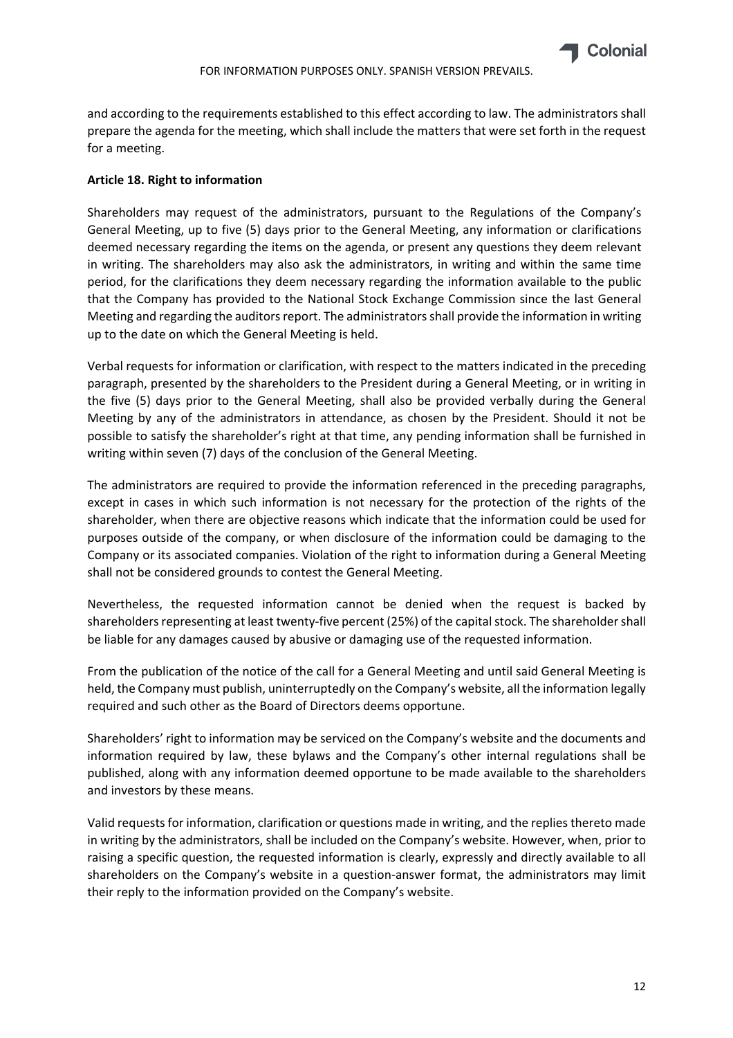and according to the requirements established to this effect according to law. The administrators shall prepare the agenda for the meeting, which shall include the matters that were set forth in the request for a meeting.

**Article 18. Right to information**

Shareholders may request of the administrators, pursuant to the Regulations of the Company's General Meeting, up to five (5) days prior to the General Meeting, any information or clarifications deemed necessary regarding the items on the agenda, or present any questions they deem relevant in writing. The shareholders may also ask the administrators, in writing and within the same time period, for the clarifications they deem necessary regarding the information available to the public that the Company has provided to the National Stock Exchange Commission since the last General Meeting and regarding the auditors report. The administrators shall provide the information in writing up to the date on which the General Meeting is held.

Verbal requests for information or clarification, with respect to the matters indicated in the preceding paragraph, presented by the shareholders to the President during a General Meeting, or in writing in the five (5) days prior to the General Meeting, shall also be provided verbally during the General Meeting by any of the administrators in attendance, as chosen by the President. Should it not be possible to satisfy the shareholder's right at that time, any pending information shall be furnished in writing within seven (7) days of the conclusion of the General Meeting.

The administrators are required to provide the information referenced in the preceding paragraphs, except in cases in which such information is not necessary for the protection of the rights of the shareholder, when there are objective reasons which indicate that the information could be used for purposes outside of the company, or when disclosure of the information could be damaging to the Company or its associated companies. Violation of the right to information during a General Meeting shall not be considered grounds to contest the General Meeting.

Nevertheless, the requested information cannot be denied when the request is backed by shareholders representing at least twenty-five percent (25%) of the capital stock. The shareholder shall be liable for any damages caused by abusive or damaging use of the requested information.

From the publication of the notice of the call for a General Meeting and until said General Meeting is held, the Company must publish, uninterruptedly on the Company's website, all the information legally required and such other as the Board of Directors deems opportune.

Shareholders' right to information may be serviced on the Company's website and the documents and information required by law, these bylaws and the Company's other internal regulations shall be published, along with any information deemed opportune to be made available to the shareholders and investors by these means.

Valid requests for information, clarification or questions made in writing, and the replies thereto made in writing by the administrators, shall be included on the Company's website. However, when, prior to raising a specific question, the requested information is clearly, expressly and directly available to all shareholders on the Company's website in a question-answer format, the administrators may limit their reply to the information provided on the Company's website.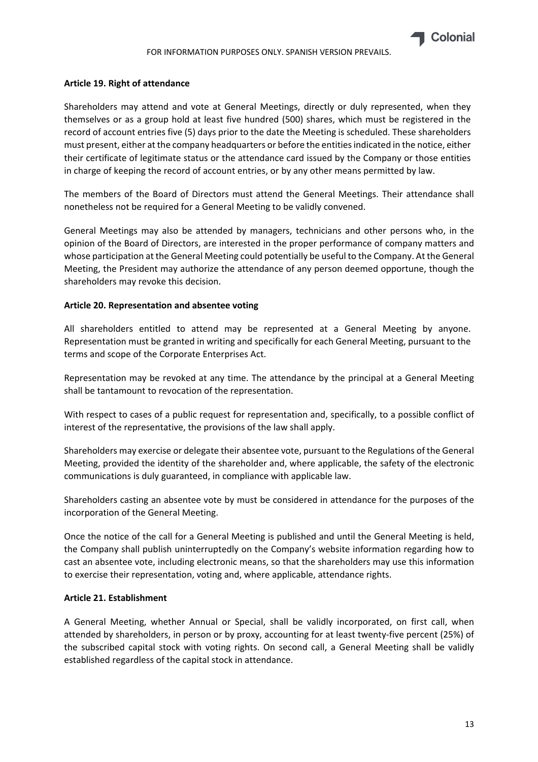**Article 19. Right of attendance**

Shareholders may attend and vote at General Meetings, directly or duly represented, when they themselves or as a group hold at least five hundred (500) shares, which must be registered in the record of account entries five (5) days prior to the date the Meeting is scheduled. These shareholders must present, either at the company headquarters or before the entities indicated in the notice, either their certificate of legitimate status or the attendance card issued by the Company or those entities in charge of keeping the record of account entries, or by any other means permitted by law.

The members of the Board of Directors must attend the General Meetings. Their attendance shall nonetheless not be required for a General Meeting to be validly convened.

General Meetings may also be attended by managers, technicians and other persons who, in the opinion of the Board of Directors, are interested in the proper performance of company matters and whose participation at the General Meeting could potentially be useful to the Company. At the General Meeting, the President may authorize the attendance of any person deemed opportune, though the shareholders may revoke this decision.

**Article 20. Representation and absentee voting**

All shareholders entitled to attend may be represented at a General Meeting by anyone. Representation must be granted in writing and specifically for each General Meeting, pursuant to the terms and scope of the Corporate Enterprises Act.

Representation may be revoked at any time. The attendance by the principal at a General Meeting shall be tantamount to revocation of the representation.

With respect to cases of a public request for representation and, specifically, to a possible conflict of interest of the representative, the provisions of the law shall apply.

Shareholders may exercise or delegate their absentee vote, pursuant to the Regulations of the General Meeting, provided the identity of the shareholder and, where applicable, the safety of the electronic communications is duly guaranteed, in compliance with applicable law.

Shareholders casting an absentee vote by must be considered in attendance for the purposes of the incorporation of the General Meeting.

Once the notice of the call for a General Meeting is published and until the General Meeting is held, the Company shall publish uninterruptedly on the Company's website information regarding how to cast an absentee vote, including electronic means, so that the shareholders may use this information to exercise their representation, voting and, where applicable, attendance rights.

**Article 21. Establishment**

A General Meeting, whether Annual or Special, shall be validly incorporated, on first call, when attended by shareholders, in person or by proxy, accounting for at least twenty-five percent (25%) of the subscribed capital stock with voting rights. On second call, a General Meeting shall be validly established regardless of the capital stock in attendance.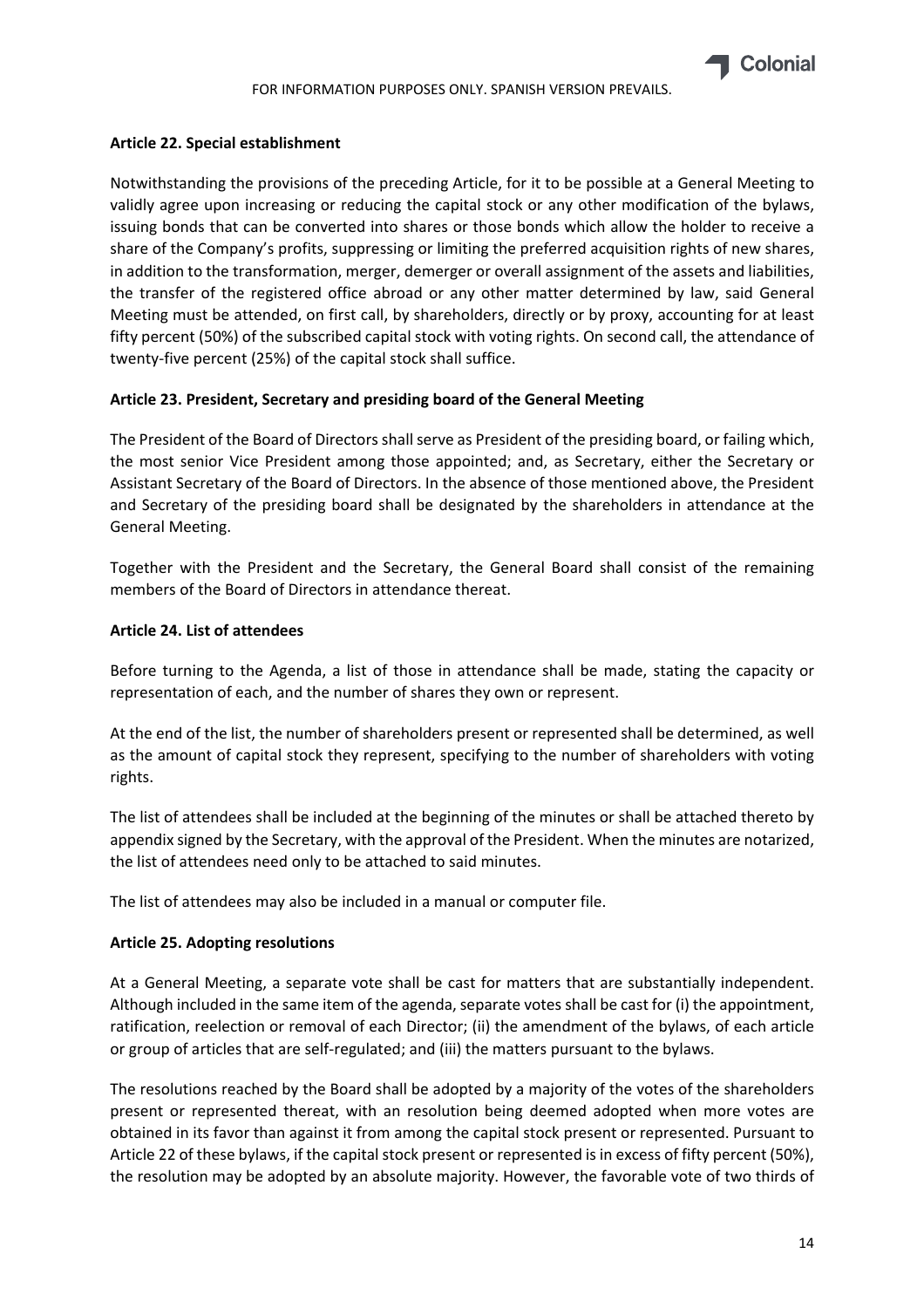**Article 22. Special establishment**

Notwithstanding the provisions of the preceding Article, for it to be possible at a General Meeting to validly agree upon increasing or reducing the capital stock or any other modification of the bylaws, issuing bonds that can be converted into shares or those bonds which allow the holder to receive a share of the Company's profits, suppressing or limiting the preferred acquisition rights of new shares, in addition to the transformation, merger, demerger or overall assignment of the assets and liabilities, the transfer of the registered office abroad or any other matter determined by law, said General Meeting must be attended, on first call, by shareholders, directly or by proxy, accounting for at least fifty percent (50%) of the subscribed capital stock with voting rights. On second call, the attendance of twenty-five percent (25%) of the capital stock shall suffice.

**Article 23. President, Secretary and presiding board of the General Meeting**

The President of the Board of Directors shall serve as President of the presiding board, or failing which, the most senior Vice President among those appointed; and, as Secretary, either the Secretary or Assistant Secretary of the Board of Directors. In the absence of those mentioned above, the President and Secretary of the presiding board shall be designated by the shareholders in attendance at the General Meeting.

Together with the President and the Secretary, the General Board shall consist of the remaining members of the Board of Directors in attendance thereat.

**Article 24. List of attendees**

Before turning to the Agenda, a list of those in attendance shall be made, stating the capacity or representation of each, and the number of shares they own or represent.

At the end of the list, the number of shareholders present or represented shall be determined, as well as the amount of capital stock they represent, specifying to the number of shareholders with voting rights.

The list of attendees shall be included at the beginning of the minutes or shall be attached thereto by appendix signed by the Secretary, with the approval of the President. When the minutes are notarized, the list of attendees need only to be attached to said minutes.

The list of attendees may also be included in a manual or computer file.

**Article 25. Adopting resolutions**

At a General Meeting, a separate vote shall be cast for matters that are substantially independent. Although included in the same item of the agenda, separate votes shall be cast for (i) the appointment, ratification, reelection or removal of each Director; (ii) the amendment of the bylaws, of each article or group of articles that are self-regulated; and (iii) the matters pursuant to the bylaws.

The resolutions reached by the Board shall be adopted by a majority of the votes of the shareholders present or represented thereat, with an resolution being deemed adopted when more votes are obtained in its favor than against it from among the capital stock present or represented. Pursuant to Article 22 of these bylaws, if the capital stock present or represented is in excess of fifty percent (50%), the resolution may be adopted by an absolute majority. However, the favorable vote of two thirds of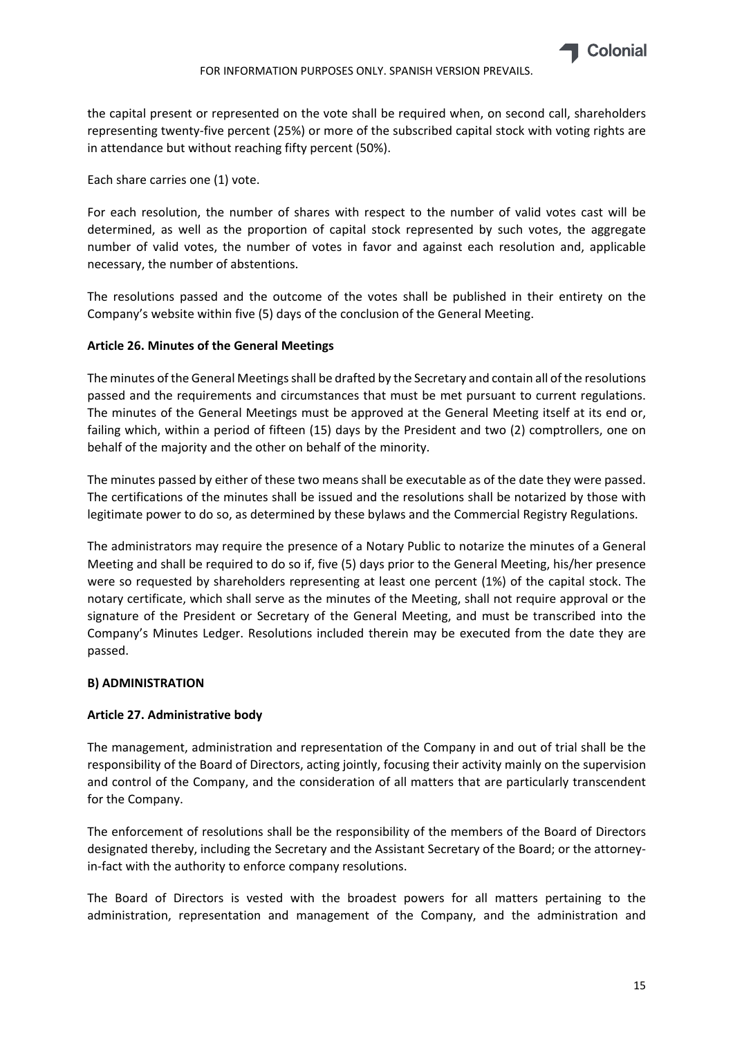the capital present or represented on the vote shall be required when, on second call, shareholders representing twenty-five percent (25%) or more of the subscribed capital stock with voting rights are in attendance but without reaching fifty percent (50%).

Each share carries one (1) vote.

For each resolution, the number of shares with respect to the number of valid votes cast will be determined, as well as the proportion of capital stock represented by such votes, the aggregate number of valid votes, the number of votes in favor and against each resolution and, applicable necessary, the number of abstentions.

The resolutions passed and the outcome of the votes shall be published in their entirety on the Company's website within five (5) days of the conclusion of the General Meeting.

**Article 26. Minutes of the General Meetings**

The minutes of the General Meetings shall be drafted by the Secretary and contain all of the resolutions passed and the requirements and circumstances that must be met pursuant to current regulations. The minutes of the General Meetings must be approved at the General Meeting itself at its end or, failing which, within a period of fifteen (15) days by the President and two (2) comptrollers, one on behalf of the majority and the other on behalf of the minority.

The minutes passed by either of these two means shall be executable as of the date they were passed. The certifications of the minutes shall be issued and the resolutions shall be notarized by those with legitimate power to do so, as determined by these bylaws and the Commercial Registry Regulations.

The administrators may require the presence of a Notary Public to notarize the minutes of a General Meeting and shall be required to do so if, five (5) days prior to the General Meeting, his/her presence were so requested by shareholders representing at least one percent (1%) of the capital stock. The notary certificate, which shall serve as the minutes of the Meeting, shall not require approval or the signature of the President or Secretary of the General Meeting, and must be transcribed into the Company's Minutes Ledger. Resolutions included therein may be executed from the date they are passed.

**B) ADMINISTRATION**

**Article 27. Administrative body**

The management, administration and representation of the Company in and out of trial shall be the responsibility of the Board of Directors, acting jointly, focusing their activity mainly on the supervision and control of the Company, and the consideration of all matters that are particularly transcendent for the Company.

The enforcement of resolutions shall be the responsibility of the members of the Board of Directors designated thereby, including the Secretary and the Assistant Secretary of the Board; or the attorney-in-fact with the authority to enforce company resolutions.

The Board of Directors is vested with the broadest powers for all matters pertaining to the administration, representation and management of the Company, and the administration and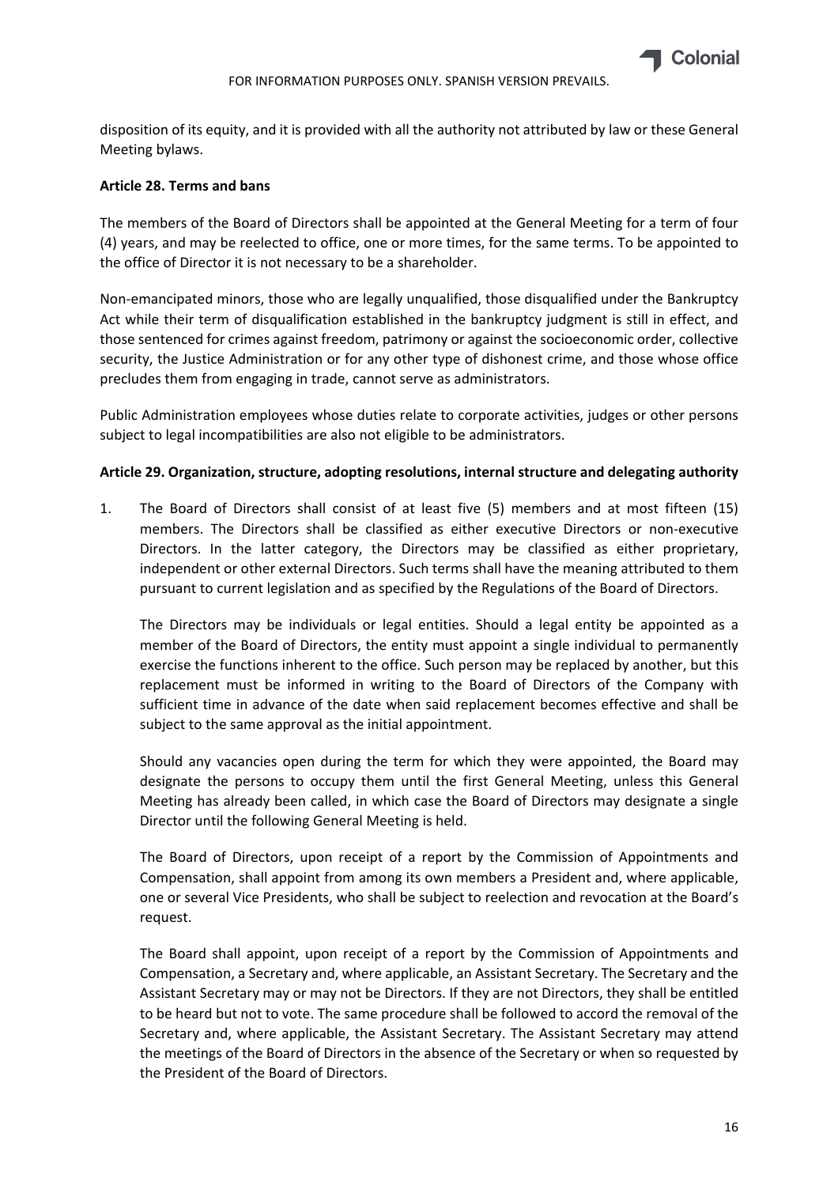disposition of its equity, and it is provided with all the authority not attributed by law or these General Meeting bylaws.

**Article 28. Terms and bans**

The members of the Board of Directors shall be appointed at the General Meeting for a term of four (4) years, and may be reelected to office, one or more times, for the same terms. To be appointed to the office of Director it is not necessary to be a shareholder.

Non-emancipated minors, those who are legally unqualified, those disqualified under the Bankruptcy Act while their term of disqualification established in the bankruptcy judgment is still in effect, and those sentenced for crimes against freedom, patrimony or against the socioeconomic order, collective security, the Justice Administration or for any other type of dishonest crime, and those whose office precludes them from engaging in trade, cannot serve as administrators.

Public Administration employees whose duties relate to corporate activities, judges or other persons subject to legal incompatibilities are also not eligible to be administrators.

**Article 29. Organization, structure, adopting resolutions, internal structure and delegating authority**

1. The Board of Directors shall consist of at least five (5) members and at most fifteen (15) members. The Directors shall be classified as either executive Directors or non-executive Directors. In the latter category, the Directors may be classified as either proprietary, independent or other external Directors. Such terms shall have the meaning attributed to them pursuant to current legislation and as specified by the Regulations of the Board of Directors.

   The Directors may be individuals or legal entities. Should a legal entity be appointed as a member of the Board of Directors, the entity must appoint a single individual to permanently exercise the functions inherent to the office. Such person may be replaced by another, but this replacement must be informed in writing to the Board of Directors of the Company with sufficient time in advance of the date when said replacement becomes effective and shall be subject to the same approval as the initial appointment.

   Should any vacancies open during the term for which they were appointed, the Board may designate the persons to occupy them until the first General Meeting, unless this General Meeting has already been called, in which case the Board of Directors may designate a single Director until the following General Meeting is held.

   The Board of Directors, upon receipt of a report by the Commission of Appointments and Compensation, shall appoint from among its own members a President and, where applicable, one or several Vice Presidents, who shall be subject to reelection and revocation at the Board's request.

   The Board shall appoint, upon receipt of a report by the Commission of Appointments and Compensation, a Secretary and, where applicable, an Assistant Secretary. The Secretary and the Assistant Secretary may or may not be Directors. If they are not Directors, they shall be entitled to be heard but not to vote. The same procedure shall be followed to accord the removal of the Secretary and, where applicable, the Assistant Secretary. The Assistant Secretary may attend the meetings of the Board of Directors in the absence of the Secretary or when so requested by the President of the Board of Directors.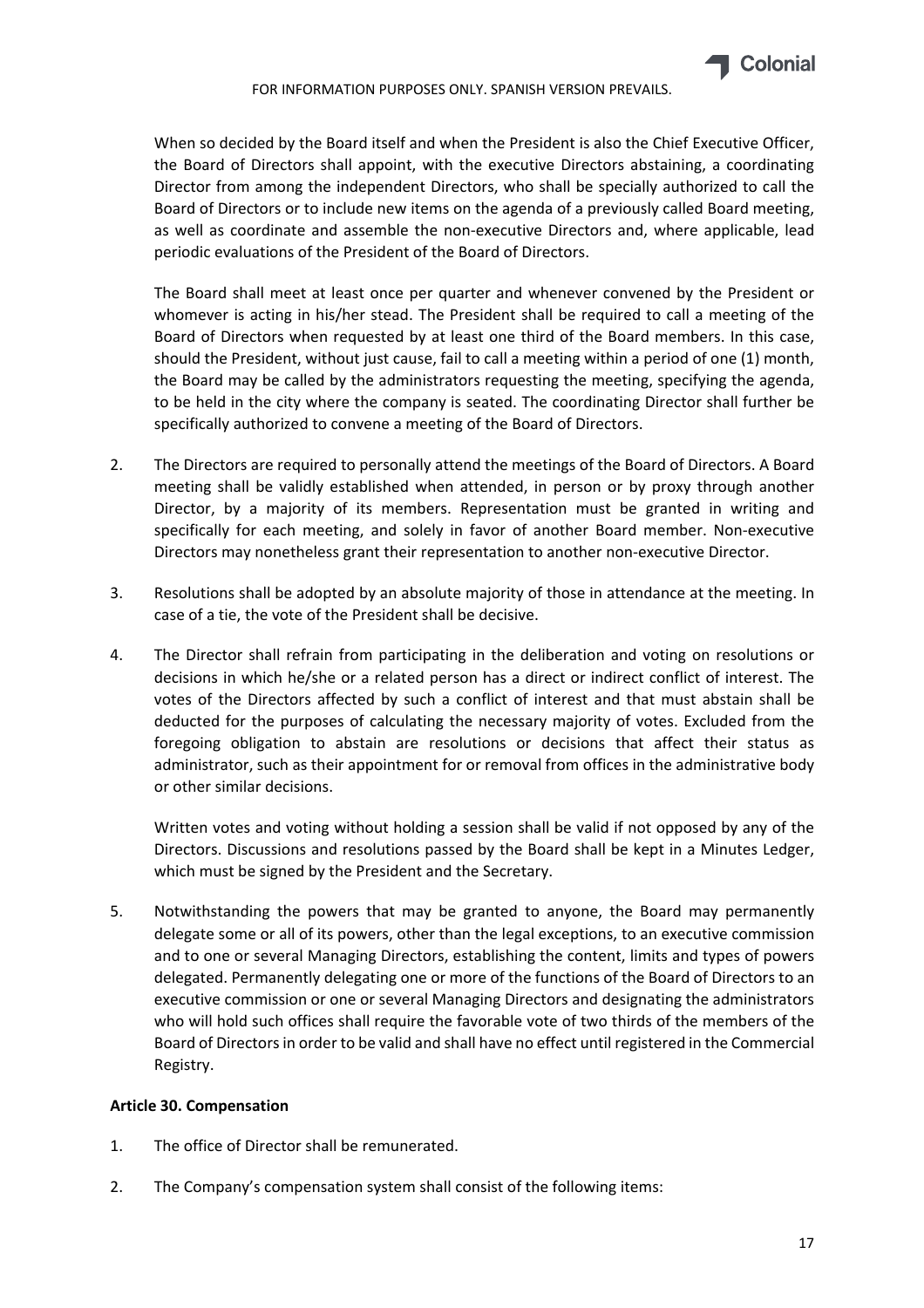When so decided by the Board itself and when the President is also the Chief Executive Officer, the Board of Directors shall appoint, with the executive Directors abstaining, a coordinating Director from among the independent Directors, who shall be specially authorized to call the Board of Directors or to include new items on the agenda of a previously called Board meeting, as well as coordinate and assemble the non-executive Directors and, where applicable, lead periodic evaluations of the President of the Board of Directors.

The Board shall meet at least once per quarter and whenever convened by the President or whomever is acting in his/her stead. The President shall be required to call a meeting of the Board of Directors when requested by at least one third of the Board members. In this case, should the President, without just cause, fail to call a meeting within a period of one (1) month, the Board may be called by the administrators requesting the meeting, specifying the agenda, to be held in the city where the company is seated. The coordinating Director shall further be specifically authorized to convene a meeting of the Board of Directors.

2. The Directors are required to personally attend the meetings of the Board of Directors. A Board meeting shall be validly established when attended, in person or by proxy through another Director, by a majority of its members. Representation must be granted in writing and specifically for each meeting, and solely in favor of another Board member. Non-executive Directors may nonetheless grant their representation to another non-executive Director.

3. Resolutions shall be adopted by an absolute majority of those in attendance at the meeting. In case of a tie, the vote of the President shall be decisive.

4. The Director shall refrain from participating in the deliberation and voting on resolutions or decisions in which he/she or a related person has a direct or indirect conflict of interest. The votes of the Directors affected by such a conflict of interest and that must abstain shall be deducted for the purposes of calculating the necessary majority of votes. Excluded from the foregoing obligation to abstain are resolutions or decisions that affect their status as administrator, such as their appointment for or removal from offices in the administrative body or other similar decisions.

   Written votes and voting without holding a session shall be valid if not opposed by any of the Directors. Discussions and resolutions passed by the Board shall be kept in a Minutes Ledger, which must be signed by the President and the Secretary.

5. Notwithstanding the powers that may be granted to anyone, the Board may permanently delegate some or all of its powers, other than the legal exceptions, to an executive commission and to one or several Managing Directors, establishing the content, limits and types of powers delegated. Permanently delegating one or more of the functions of the Board of Directors to an executive commission or one or several Managing Directors and designating the administrators who will hold such offices shall require the favorable vote of two thirds of the members of the Board of Directors in order to be valid and shall have no effect until registered in the Commercial Registry.

**Article 30. Compensation**

1. The office of Director shall be remunerated.

2. The Company's compensation system shall consist of the following items: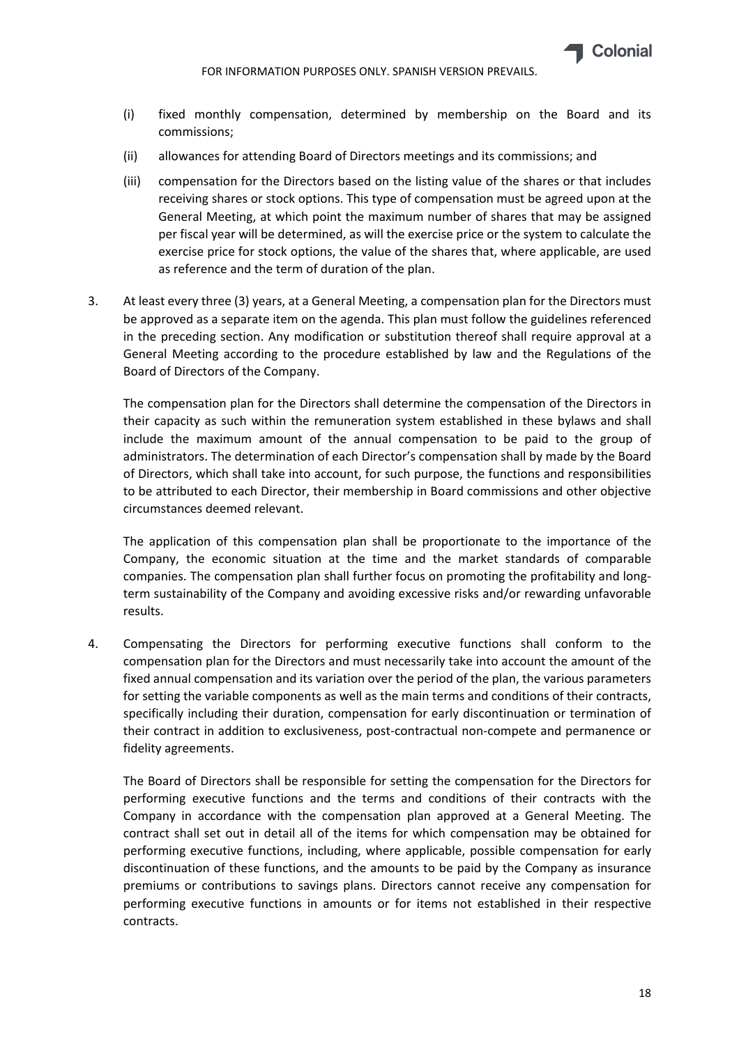(i) fixed monthly compensation, determined by membership on the Board and its commissions;

(ii) allowances for attending Board of Directors meetings and its commissions; and

(iii) compensation for the Directors based on the listing value of the shares or that includes receiving shares or stock options. This type of compensation must be agreed upon at the General Meeting, at which point the maximum number of shares that may be assigned per fiscal year will be determined, as will the exercise price or the system to calculate the exercise price for stock options, the value of the shares that, where applicable, are used as reference and the term of duration of the plan.

3. At least every three (3) years, at a General Meeting, a compensation plan for the Directors must be approved as a separate item on the agenda. This plan must follow the guidelines referenced in the preceding section. Any modification or substitution thereof shall require approval at a General Meeting according to the procedure established by law and the Regulations of the Board of Directors of the Company.

   The compensation plan for the Directors shall determine the compensation of the Directors in their capacity as such within the remuneration system established in these bylaws and shall include the maximum amount of the annual compensation to be paid to the group of administrators. The determination of each Director's compensation shall by made by the Board of Directors, which shall take into account, for such purpose, the functions and responsibilities to be attributed to each Director, their membership in Board commissions and other objective circumstances deemed relevant.

   The application of this compensation plan shall be proportionate to the importance of the Company, the economic situation at the time and the market standards of comparable companies. The compensation plan shall further focus on promoting the profitability and long-term sustainability of the Company and avoiding excessive risks and/or rewarding unfavorable results.

4. Compensating the Directors for performing executive functions shall conform to the compensation plan for the Directors and must necessarily take into account the amount of the fixed annual compensation and its variation over the period of the plan, the various parameters for setting the variable components as well as the main terms and conditions of their contracts, specifically including their duration, compensation for early discontinuation or termination of their contract in addition to exclusiveness, post-contractual non-compete and permanence or fidelity agreements.

   The Board of Directors shall be responsible for setting the compensation for the Directors for performing executive functions and the terms and conditions of their contracts with the Company in accordance with the compensation plan approved at a General Meeting. The contract shall set out in detail all of the items for which compensation may be obtained for performing executive functions, including, where applicable, possible compensation for early discontinuation of these functions, and the amounts to be paid by the Company as insurance premiums or contributions to savings plans. Directors cannot receive any compensation for performing executive functions in amounts or for items not established in their respective contracts.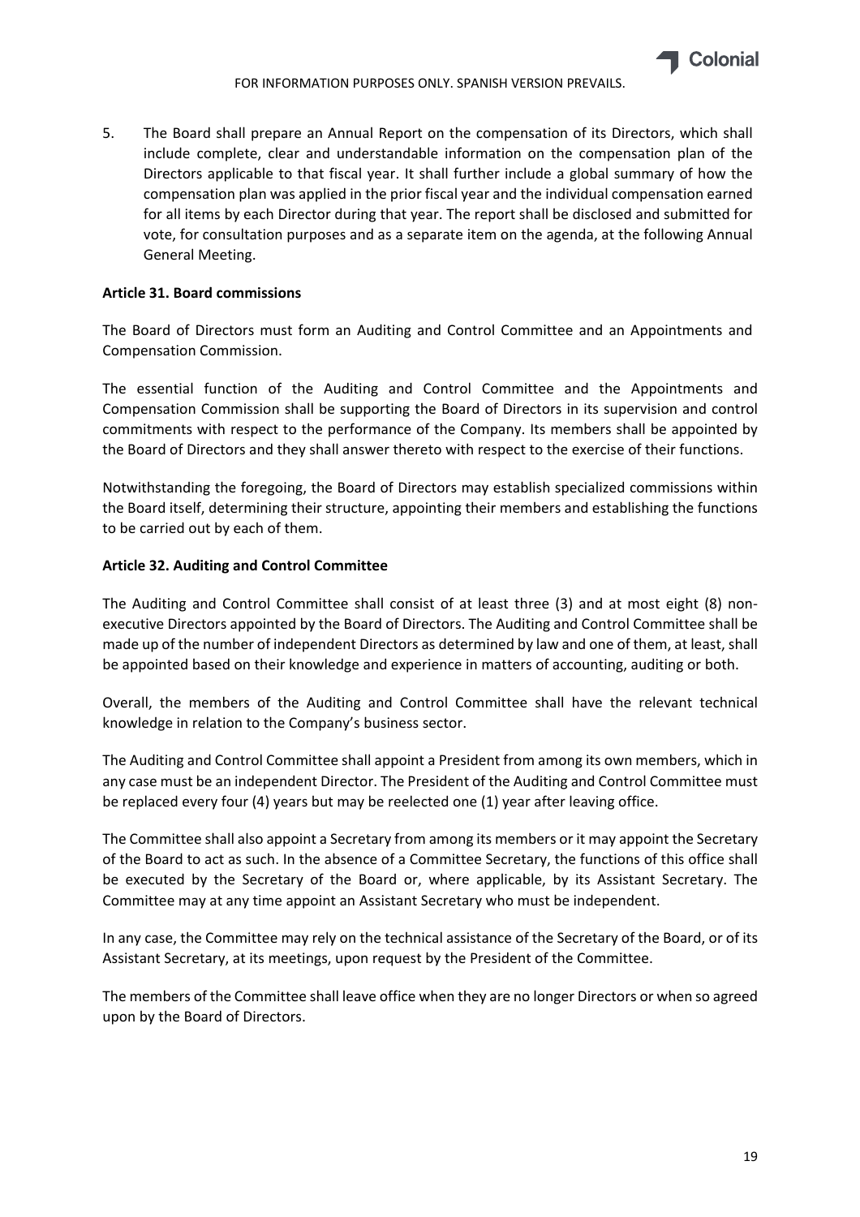5. The Board shall prepare an Annual Report on the compensation of its Directors, which shall include complete, clear and understandable information on the compensation plan of the Directors applicable to that fiscal year. It shall further include a global summary of how the compensation plan was applied in the prior fiscal year and the individual compensation earned for all items by each Director during that year. The report shall be disclosed and submitted for vote, for consultation purposes and as a separate item on the agenda, at the following Annual General Meeting.

**Article 31. Board commissions**

The Board of Directors must form an Auditing and Control Committee and an Appointments and Compensation Commission.

The essential function of the Auditing and Control Committee and the Appointments and Compensation Commission shall be supporting the Board of Directors in its supervision and control commitments with respect to the performance of the Company. Its members shall be appointed by the Board of Directors and they shall answer thereto with respect to the exercise of their functions.

Notwithstanding the foregoing, the Board of Directors may establish specialized commissions within the Board itself, determining their structure, appointing their members and establishing the functions to be carried out by each of them.

**Article 32. Auditing and Control Committee**

The Auditing and Control Committee shall consist of at least three (3) and at most eight (8) non-executive Directors appointed by the Board of Directors. The Auditing and Control Committee shall be made up of the number of independent Directors as determined by law and one of them, at least, shall be appointed based on their knowledge and experience in matters of accounting, auditing or both.

Overall, the members of the Auditing and Control Committee shall have the relevant technical knowledge in relation to the Company's business sector.

The Auditing and Control Committee shall appoint a President from among its own members, which in any case must be an independent Director. The President of the Auditing and Control Committee must be replaced every four (4) years but may be reelected one (1) year after leaving office.

The Committee shall also appoint a Secretary from among its members or it may appoint the Secretary of the Board to act as such. In the absence of a Committee Secretary, the functions of this office shall be executed by the Secretary of the Board or, where applicable, by its Assistant Secretary. The Committee may at any time appoint an Assistant Secretary who must be independent.

In any case, the Committee may rely on the technical assistance of the Secretary of the Board, or of its Assistant Secretary, at its meetings, upon request by the President of the Committee.

The members of the Committee shall leave office when they are no longer Directors or when so agreed upon by the Board of Directors.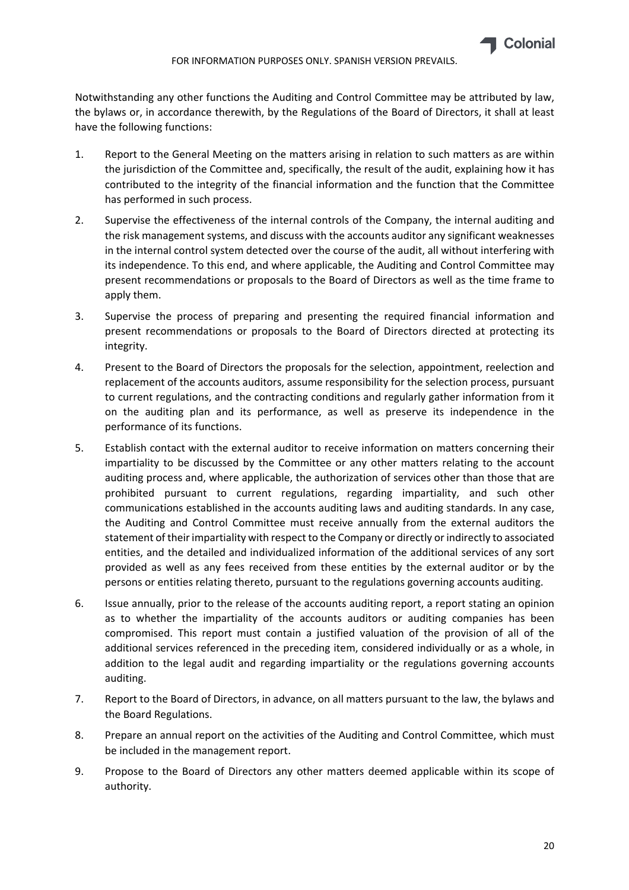Notwithstanding any other functions the Auditing and Control Committee may be attributed by law, the bylaws or, in accordance therewith, by the Regulations of the Board of Directors, it shall at least have the following functions:

1. Report to the General Meeting on the matters arising in relation to such matters as are within the jurisdiction of the Committee and, specifically, the result of the audit, explaining how it has contributed to the integrity of the financial information and the function that the Committee has performed in such process.
2. Supervise the effectiveness of the internal controls of the Company, the internal auditing and the risk management systems, and discuss with the accounts auditor any significant weaknesses in the internal control system detected over the course of the audit, all without interfering with its independence. To this end, and where applicable, the Auditing and Control Committee may present recommendations or proposals to the Board of Directors as well as the time frame to apply them.
3. Supervise the process of preparing and presenting the required financial information and present recommendations or proposals to the Board of Directors directed at protecting its integrity.
4. Present to the Board of Directors the proposals for the selection, appointment, reelection and replacement of the accounts auditors, assume responsibility for the selection process, pursuant to current regulations, and the contracting conditions and regularly gather information from it on the auditing plan and its performance, as well as preserve its independence in the performance of its functions.
5. Establish contact with the external auditor to receive information on matters concerning their impartiality to be discussed by the Committee or any other matters relating to the account auditing process and, where applicable, the authorization of services other than those that are prohibited pursuant to current regulations, regarding impartiality, and such other communications established in the accounts auditing laws and auditing standards. In any case, the Auditing and Control Committee must receive annually from the external auditors the statement of their impartiality with respect to the Company or directly or indirectly to associated entities, and the detailed and individualized information of the additional services of any sort provided as well as any fees received from these entities by the external auditor or by the persons or entities relating thereto, pursuant to the regulations governing accounts auditing.
6. Issue annually, prior to the release of the accounts auditing report, a report stating an opinion as to whether the impartiality of the accounts auditors or auditing companies has been compromised. This report must contain a justified valuation of the provision of all of the additional services referenced in the preceding item, considered individually or as a whole, in addition to the legal audit and regarding impartiality or the regulations governing accounts auditing.
7. Report to the Board of Directors, in advance, on all matters pursuant to the law, the bylaws and the Board Regulations.
8. Prepare an annual report on the activities of the Auditing and Control Committee, which must be included in the management report.
9. Propose to the Board of Directors any other matters deemed applicable within its scope of authority.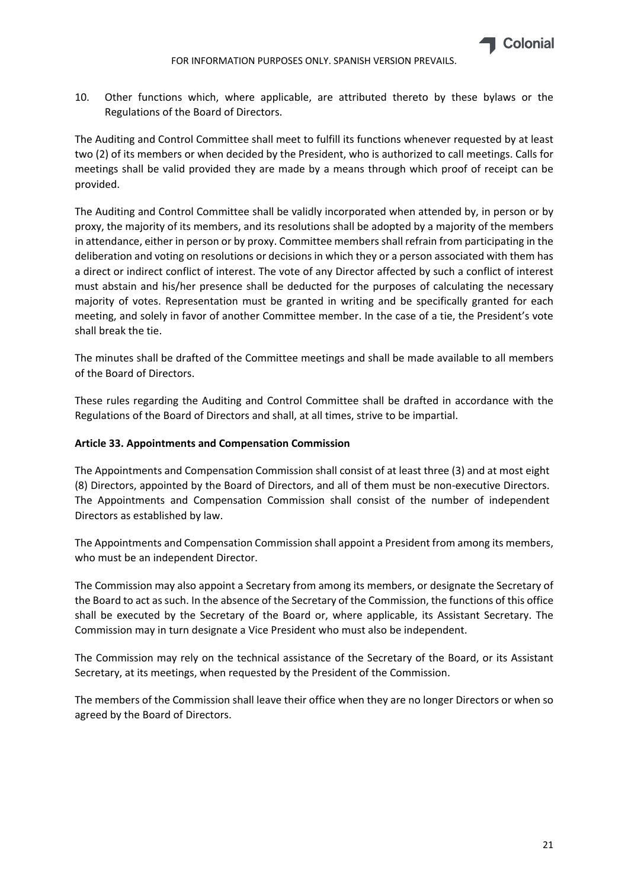10. Other functions which, where applicable, are attributed thereto by these bylaws or the Regulations of the Board of Directors.

The Auditing and Control Committee shall meet to fulfill its functions whenever requested by at least two (2) of its members or when decided by the President, who is authorized to call meetings. Calls for meetings shall be valid provided they are made by a means through which proof of receipt can be provided.

The Auditing and Control Committee shall be validly incorporated when attended by, in person or by proxy, the majority of its members, and its resolutions shall be adopted by a majority of the members in attendance, either in person or by proxy. Committee members shall refrain from participating in the deliberation and voting on resolutions or decisions in which they or a person associated with them has a direct or indirect conflict of interest. The vote of any Director affected by such a conflict of interest must abstain and his/her presence shall be deducted for the purposes of calculating the necessary majority of votes. Representation must be granted in writing and be specifically granted for each meeting, and solely in favor of another Committee member. In the case of a tie, the President's vote shall break the tie.

The minutes shall be drafted of the Committee meetings and shall be made available to all members of the Board of Directors.

These rules regarding the Auditing and Control Committee shall be drafted in accordance with the Regulations of the Board of Directors and shall, at all times, strive to be impartial.

**Article 33. Appointments and Compensation Commission**

The Appointments and Compensation Commission shall consist of at least three (3) and at most eight (8) Directors, appointed by the Board of Directors, and all of them must be non-executive Directors. The Appointments and Compensation Commission shall consist of the number of independent Directors as established by law.

The Appointments and Compensation Commission shall appoint a President from among its members, who must be an independent Director.

The Commission may also appoint a Secretary from among its members, or designate the Secretary of the Board to act as such. In the absence of the Secretary of the Commission, the functions of this office shall be executed by the Secretary of the Board or, where applicable, its Assistant Secretary. The Commission may in turn designate a Vice President who must also be independent.

The Commission may rely on the technical assistance of the Secretary of the Board, or its Assistant Secretary, at its meetings, when requested by the President of the Commission.

The members of the Commission shall leave their office when they are no longer Directors or when so agreed by the Board of Directors.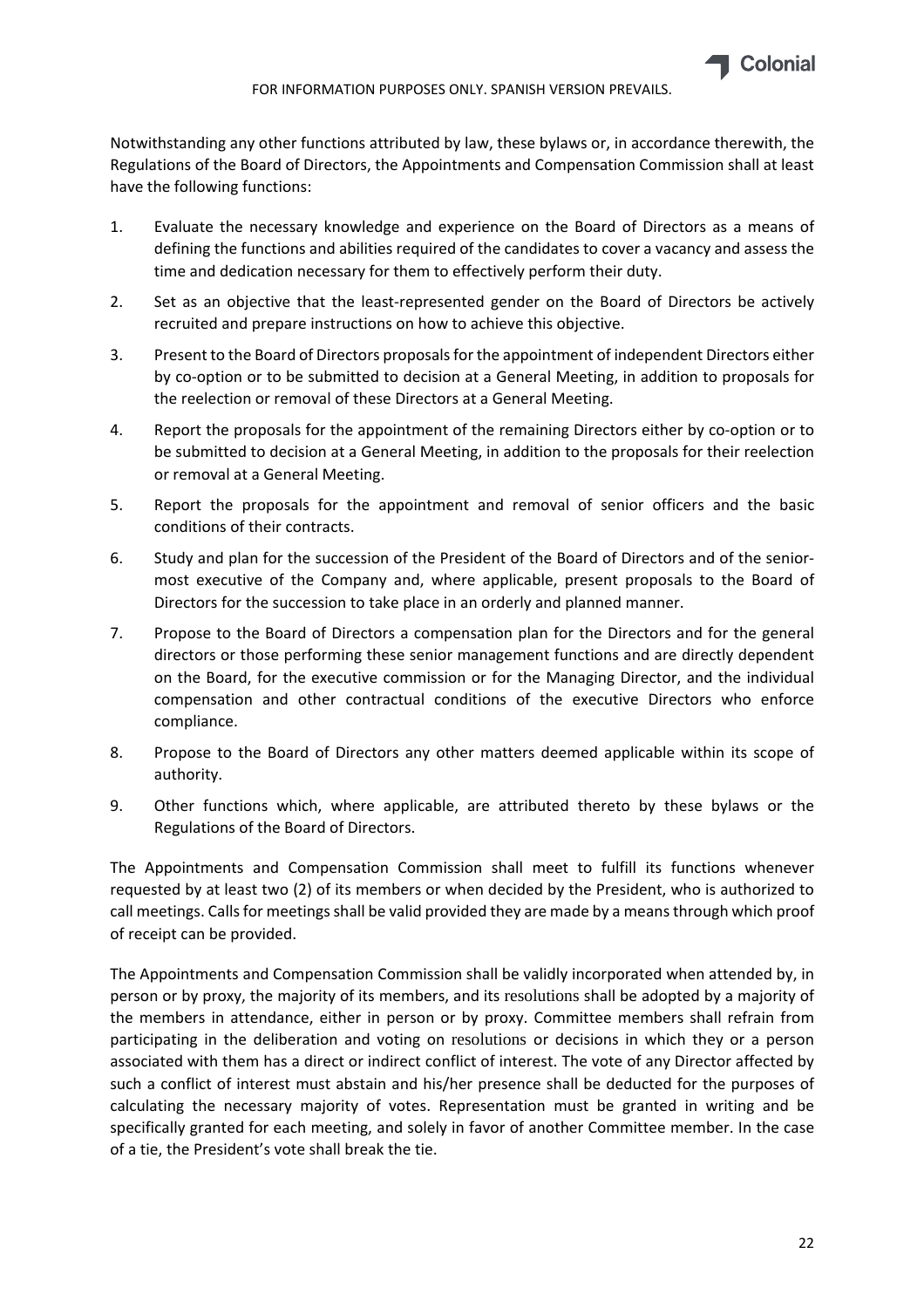Notwithstanding any other functions attributed by law, these bylaws or, in accordance therewith, the Regulations of the Board of Directors, the Appointments and Compensation Commission shall at least have the following functions:

1. Evaluate the necessary knowledge and experience on the Board of Directors as a means of defining the functions and abilities required of the candidates to cover a vacancy and assess the time and dedication necessary for them to effectively perform their duty.
2. Set as an objective that the least-represented gender on the Board of Directors be actively recruited and prepare instructions on how to achieve this objective.
3. Present to the Board of Directors proposals for the appointment of independent Directors either by co-option or to be submitted to decision at a General Meeting, in addition to proposals for the reelection or removal of these Directors at a General Meeting.
4. Report the proposals for the appointment of the remaining Directors either by co-option or to be submitted to decision at a General Meeting, in addition to the proposals for their reelection or removal at a General Meeting.
5. Report the proposals for the appointment and removal of senior officers and the basic conditions of their contracts.
6. Study and plan for the succession of the President of the Board of Directors and of the senior-most executive of the Company and, where applicable, present proposals to the Board of Directors for the succession to take place in an orderly and planned manner.
7. Propose to the Board of Directors a compensation plan for the Directors and for the general directors or those performing these senior management functions and are directly dependent on the Board, for the executive commission or for the Managing Director, and the individual compensation and other contractual conditions of the executive Directors who enforce compliance.
8. Propose to the Board of Directors any other matters deemed applicable within its scope of authority.
9. Other functions which, where applicable, are attributed thereto by these bylaws or the Regulations of the Board of Directors.

The Appointments and Compensation Commission shall meet to fulfill its functions whenever requested by at least two (2) of its members or when decided by the President, who is authorized to call meetings. Calls for meetings shall be valid provided they are made by a means through which proof of receipt can be provided.

The Appointments and Compensation Commission shall be validly incorporated when attended by, in person or by proxy, the majority of its members, and its resolutions shall be adopted by a majority of the members in attendance, either in person or by proxy. Committee members shall refrain from participating in the deliberation and voting on resolutions or decisions in which they or a person associated with them has a direct or indirect conflict of interest. The vote of any Director affected by such a conflict of interest must abstain and his/her presence shall be deducted for the purposes of calculating the necessary majority of votes. Representation must be granted in writing and be specifically granted for each meeting, and solely in favor of another Committee member. In the case of a tie, the President's vote shall break the tie.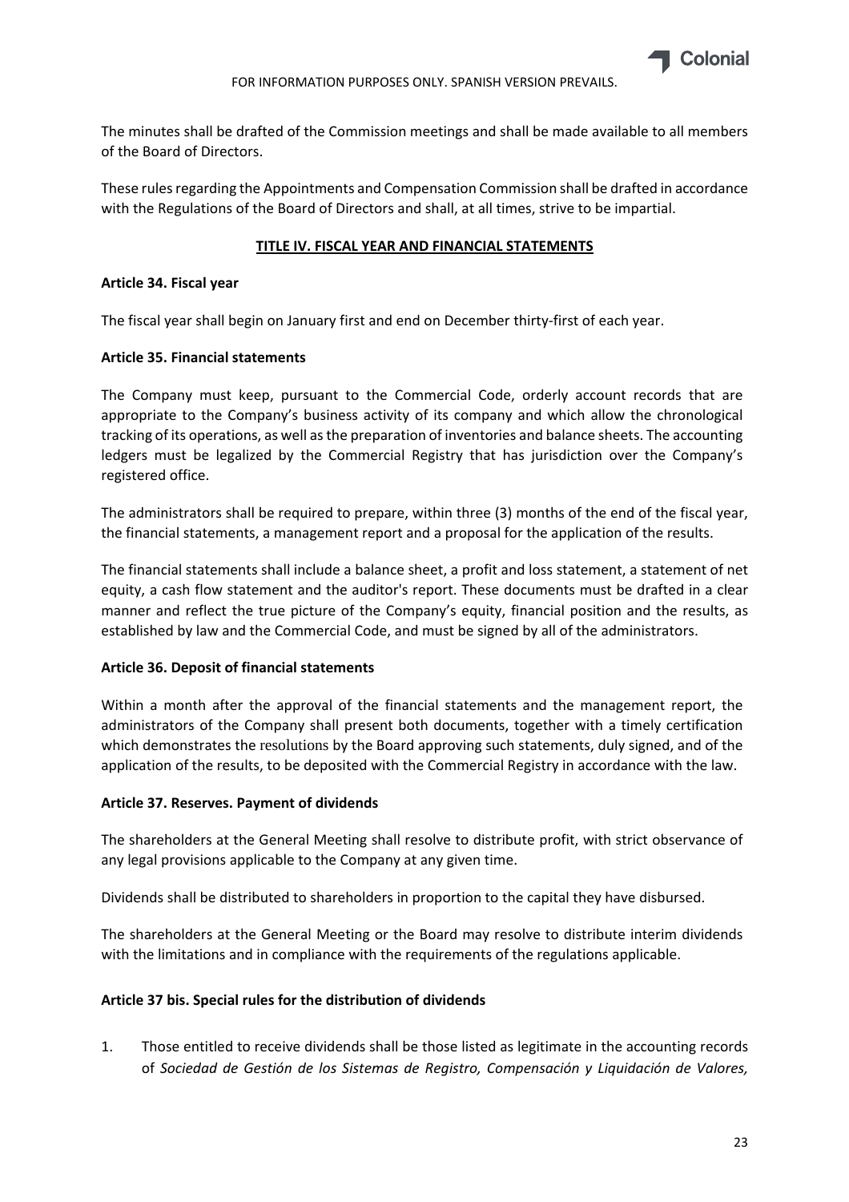The minutes shall be drafted of the Commission meetings and shall be made available to all members of the Board of Directors.

These rules regarding the Appointments and Compensation Commission shall be drafted in accordance with the Regulations of the Board of Directors and shall, at all times, strive to be impartial.

## TITLE IV. FISCAL YEAR AND FINANCIAL STATEMENTS

**Article 34. Fiscal year**

The fiscal year shall begin on January first and end on December thirty-first of each year.

**Article 35. Financial statements**

The Company must keep, pursuant to the Commercial Code, orderly account records that are appropriate to the Company's business activity of its company and which allow the chronological tracking of its operations, as well as the preparation of inventories and balance sheets. The accounting ledgers must be legalized by the Commercial Registry that has jurisdiction over the Company's registered office.

The administrators shall be required to prepare, within three (3) months of the end of the fiscal year, the financial statements, a management report and a proposal for the application of the results.

The financial statements shall include a balance sheet, a profit and loss statement, a statement of net equity, a cash flow statement and the auditor's report. These documents must be drafted in a clear manner and reflect the true picture of the Company's equity, financial position and the results, as established by law and the Commercial Code, and must be signed by all of the administrators.

**Article 36. Deposit of financial statements**

Within a month after the approval of the financial statements and the management report, the administrators of the Company shall present both documents, together with a timely certification which demonstrates the resolutions by the Board approving such statements, duly signed, and of the application of the results, to be deposited with the Commercial Registry in accordance with the law.

**Article 37. Reserves. Payment of dividends**

The shareholders at the General Meeting shall resolve to distribute profit, with strict observance of any legal provisions applicable to the Company at any given time.

Dividends shall be distributed to shareholders in proportion to the capital they have disbursed.

The shareholders at the General Meeting or the Board may resolve to distribute interim dividends with the limitations and in compliance with the requirements of the regulations applicable.

**Article 37 bis. Special rules for the distribution of dividends**

1. Those entitled to receive dividends shall be those listed as legitimate in the accounting records of *Sociedad de Gestión de los Sistemas de Registro, Compensación y Liquidación de Valores,*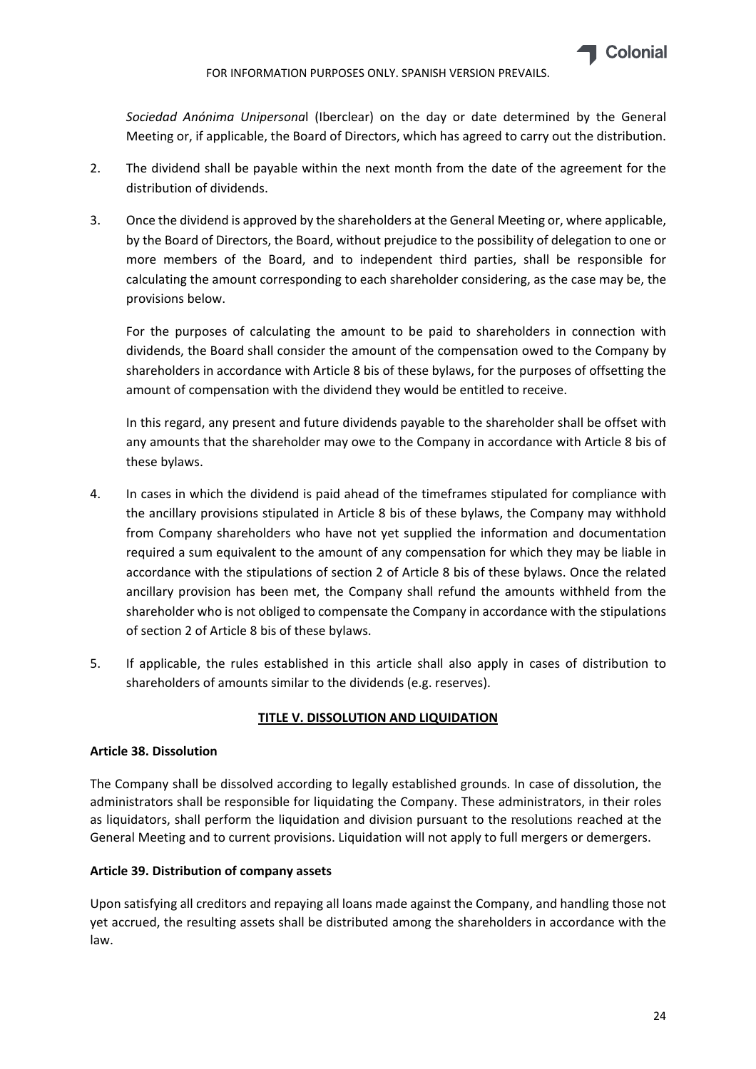*Sociedad Anónima Unipersona*l (Iberclear) on the day or date determined by the General Meeting or, if applicable, the Board of Directors, which has agreed to carry out the distribution.

2. The dividend shall be payable within the next month from the date of the agreement for the distribution of dividends.

3. Once the dividend is approved by the shareholders at the General Meeting or, where applicable, by the Board of Directors, the Board, without prejudice to the possibility of delegation to one or more members of the Board, and to independent third parties, shall be responsible for calculating the amount corresponding to each shareholder considering, as the case may be, the provisions below.

   For the purposes of calculating the amount to be paid to shareholders in connection with dividends, the Board shall consider the amount of the compensation owed to the Company by shareholders in accordance with Article 8 bis of these bylaws, for the purposes of offsetting the amount of compensation with the dividend they would be entitled to receive.

   In this regard, any present and future dividends payable to the shareholder shall be offset with any amounts that the shareholder may owe to the Company in accordance with Article 8 bis of these bylaws.

4. In cases in which the dividend is paid ahead of the timeframes stipulated for compliance with the ancillary provisions stipulated in Article 8 bis of these bylaws, the Company may withhold from Company shareholders who have not yet supplied the information and documentation required a sum equivalent to the amount of any compensation for which they may be liable in accordance with the stipulations of section 2 of Article 8 bis of these bylaws. Once the related ancillary provision has been met, the Company shall refund the amounts withheld from the shareholder who is not obliged to compensate the Company in accordance with the stipulations of section 2 of Article 8 bis of these bylaws.

5. If applicable, the rules established in this article shall also apply in cases of distribution to shareholders of amounts similar to the dividends (e.g. reserves).

## TITLE V. DISSOLUTION AND LIQUIDATION

### Article 38. Dissolution

The Company shall be dissolved according to legally established grounds. In case of dissolution, the administrators shall be responsible for liquidating the Company. These administrators, in their roles as liquidators, shall perform the liquidation and division pursuant to the resolutions reached at the General Meeting and to current provisions. Liquidation will not apply to full mergers or demergers.

### Article 39. Distribution of company assets

Upon satisfying all creditors and repaying all loans made against the Company, and handling those not yet accrued, the resulting assets shall be distributed among the shareholders in accordance with the law.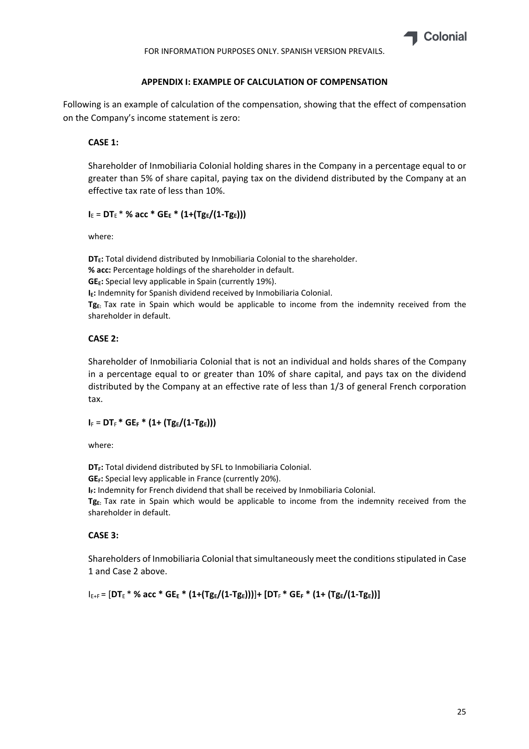FOR INFORMATION PURPOSES ONLY. SPANISH VERSION PREVAILS.

## APPENDIX I: EXAMPLE OF CALCULATION OF COMPENSATION

Following is an example of calculation of the compensation, showing that the effect of compensation on the Company's income statement is zero:

**CASE 1:**

Shareholder of Inmobiliaria Colonial holding shares in the Company in a percentage equal to or greater than 5% of share capital, paying tax on the dividend distributed by the Company at an effective tax rate of less than 10%.

$$I_E = DT_E * \% \text{ acc} * GE_E * (1+(Tg_E/(1-Tg_E)))$$

where:

**$DT_E$:** Total dividend distributed by Inmobiliaria Colonial to the shareholder.
**% acc:** Percentage holdings of the shareholder in default.
**$GE_E$:** Special levy applicable in Spain (currently 19%).
**$I_E$:** Indemnity for Spanish dividend received by Inmobiliaria Colonial.
**$Tg_E$:** Tax rate in Spain which would be applicable to income from the indemnity received from the shareholder in default.

**CASE 2:**

Shareholder of Inmobiliaria Colonial that is not an individual and holds shares of the Company in a percentage equal to or greater than 10% of share capital, and pays tax on the dividend distributed by the Company at an effective rate of less than 1/3 of general French corporation tax.

$$I_F = DT_F * GE_F * (1+ (Tg_E/(1-Tg_E)))$$

where:

**$DT_F$:** Total dividend distributed by SFL to Inmobiliaria Colonial.
**$GE_F$:** Special levy applicable in France (currently 20%).
**$I_F$:** Indemnity for French dividend that shall be received by Inmobiliaria Colonial.
**$Tg_E$:** Tax rate in Spain which would be applicable to income from the indemnity received from the shareholder in default.

**CASE 3:**

Shareholders of Inmobiliaria Colonial that simultaneously meet the conditions stipulated in Case 1 and Case 2 above.

$$I_{E+F} = [DT_E * \% \text{ acc} * GE_E * (1+(Tg_E/(1-Tg_E)))] + [DT_F * GE_F * (1+ (Tg_E/(1-Tg_E))]$$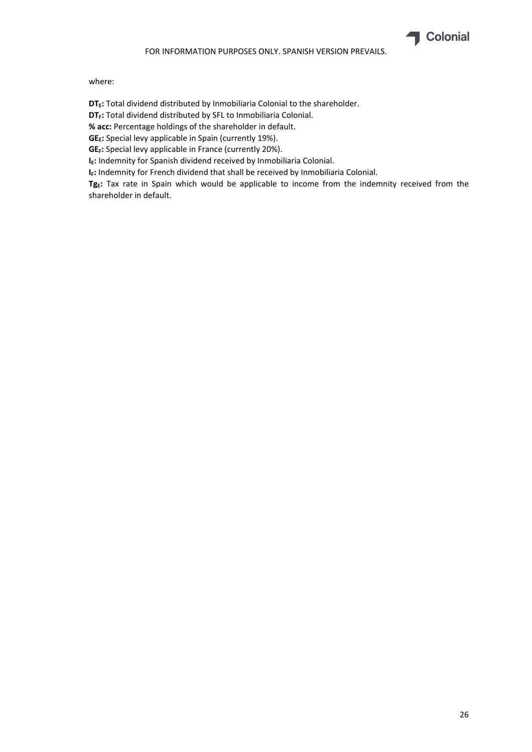where:

**$DT_E$:** Total dividend distributed by Inmobiliaria Colonial to the shareholder.

**$DT_F$:** Total dividend distributed by SFL to Inmobiliaria Colonial.

**% acc:** Percentage holdings of the shareholder in default.

**$GE_E$:** Special levy applicable in Spain (currently 19%).

**$GE_F$:** Special levy applicable in France (currently 20%).

**$I_E$:** Indemnity for Spanish dividend received by Inmobiliaria Colonial.

**$I_F$:** Indemnity for French dividend that shall be received by Inmobiliaria Colonial.

**$Tg_E$:** Tax rate in Spain which would be applicable to income from the indemnity received from the shareholder in default.